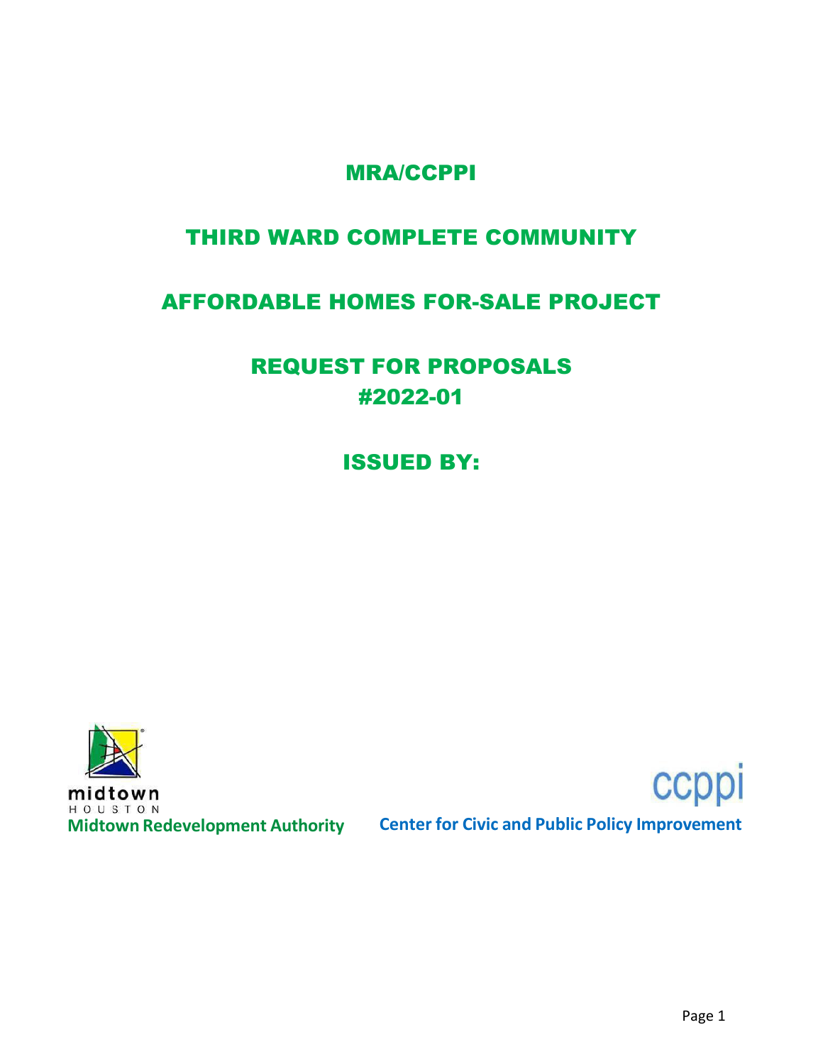# MRA/CCPPI

# THIRD WARD COMPLETE COMMUNITY

# AFFORDABLE HOMES FOR-SALE PROJECT

# REQUEST FOR PROPOSALS #2022-01

# ISSUED BY:

midtown HOUSTON

**Midtown Redevelopment Authority**

ccppi

**Center for Civic and Public Policy Improvement**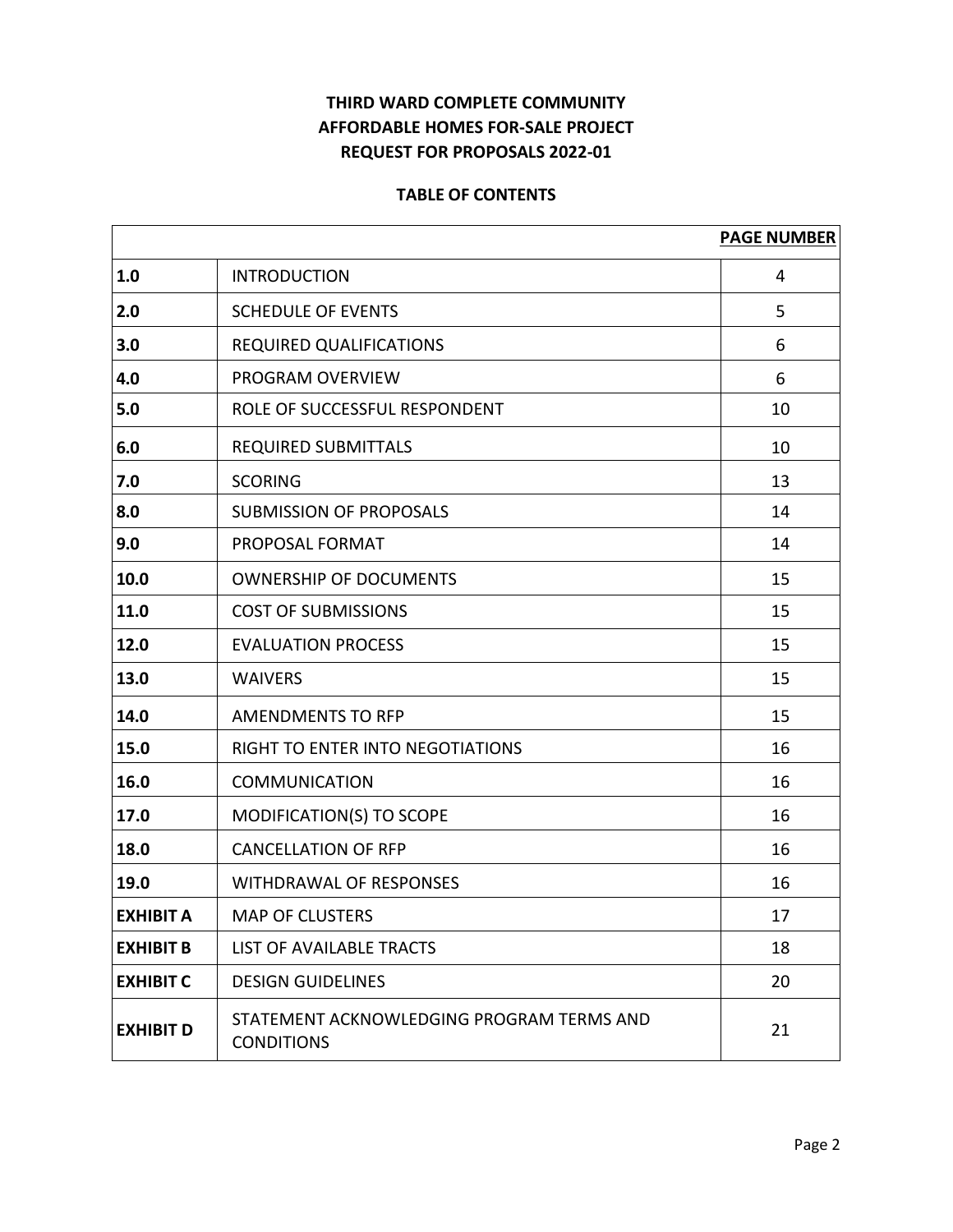# THIRD WARD COMPLETE COMMUNITY
# AFFORDABLE HOMES FOR-SALE PROJECT
# REQUEST FOR PROPOSALS 2022-01

## TABLE OF CONTENTS

| | | PAGE NUMBER |
|---|---|---|
| **1.0** | INTRODUCTION | 4 |
| **2.0** | SCHEDULE OF EVENTS | 5 |
| **3.0** | REQUIRED QUALIFICATIONS | 6 |
| **4.0** | PROGRAM OVERVIEW | 6 |
| **5.0** | ROLE OF SUCCESSFUL RESPONDENT | 10 |
| **6.0** | REQUIRED SUBMITTALS | 10 |
| **7.0** | SCORING | 13 |
| **8.0** | SUBMISSION OF PROPOSALS | 14 |
| **9.0** | PROPOSAL FORMAT | 14 |
| **10.0** | OWNERSHIP OF DOCUMENTS | 15 |
| **11.0** | COST OF SUBMISSIONS | 15 |
| **12.0** | EVALUATION PROCESS | 15 |
| **13.0** | WAIVERS | 15 |
| **14.0** | AMENDMENTS TO RFP | 15 |
| **15.0** | RIGHT TO ENTER INTO NEGOTIATIONS | 16 |
| **16.0** | COMMUNICATION | 16 |
| **17.0** | MODIFICATION(S) TO SCOPE | 16 |
| **18.0** | CANCELLATION OF RFP | 16 |
| **19.0** | WITHDRAWAL OF RESPONSES | 16 |
| **EXHIBIT A** | MAP OF CLUSTERS | 17 |
| **EXHIBIT B** | LIST OF AVAILABLE TRACTS | 18 |
| **EXHIBIT C** | DESIGN GUIDELINES | 20 |
| **EXHIBIT D** | STATEMENT ACKNOWLEDGING PROGRAM TERMS AND CONDITIONS | 21 |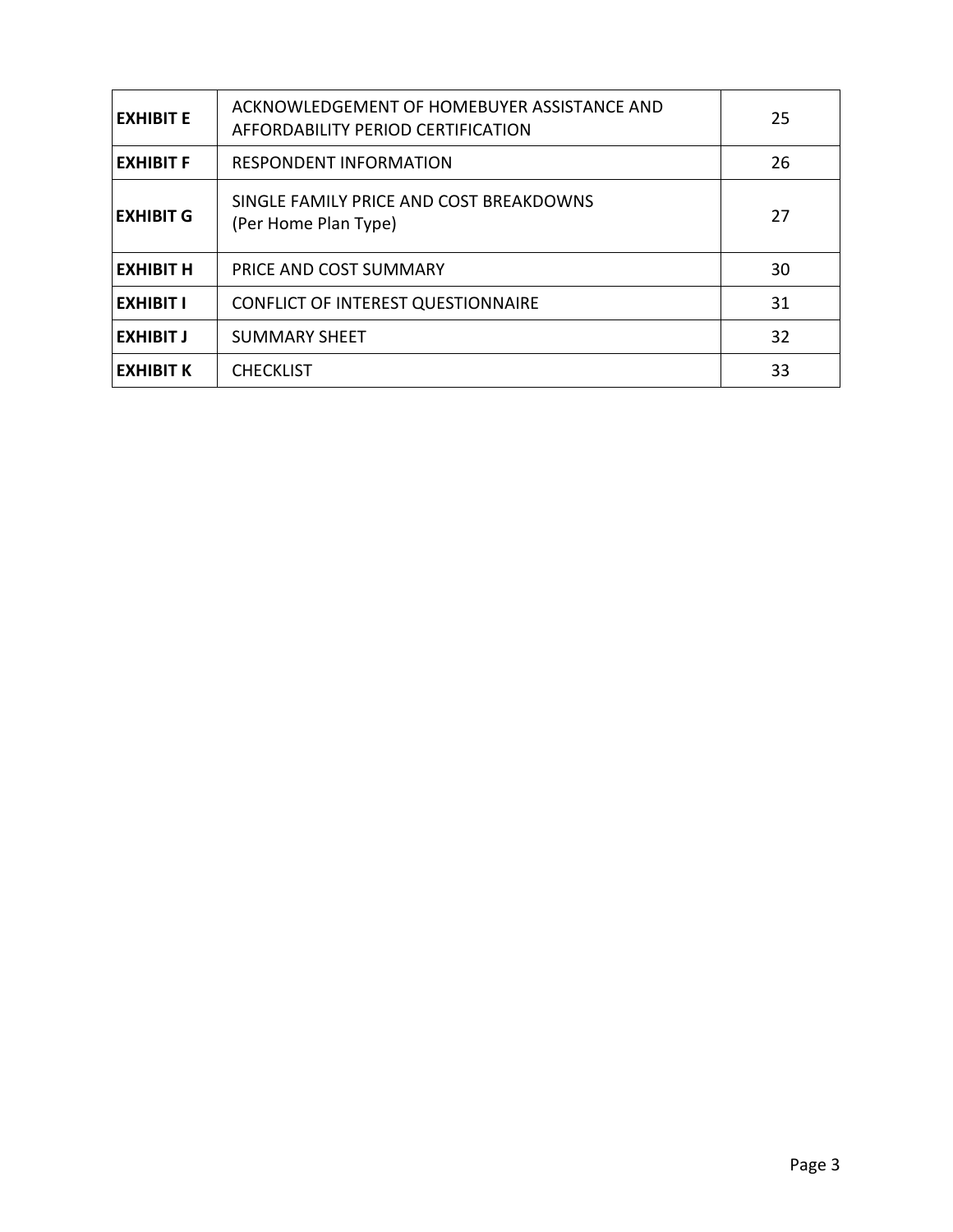| | | |
|---|---|---|
| **EXHIBIT E** | ACKNOWLEDGEMENT OF HOMEBUYER ASSISTANCE AND AFFORDABILITY PERIOD CERTIFICATION | 25 |
| **EXHIBIT F** | RESPONDENT INFORMATION | 26 |
| **EXHIBIT G** | SINGLE FAMILY PRICE AND COST BREAKDOWNS (Per Home Plan Type) | 27 |
| **EXHIBIT H** | PRICE AND COST SUMMARY | 30 |
| **EXHIBIT I** | CONFLICT OF INTEREST QUESTIONNAIRE | 31 |
| **EXHIBIT J** | SUMMARY SHEET | 32 |
| **EXHIBIT K** | CHECKLIST | 33 |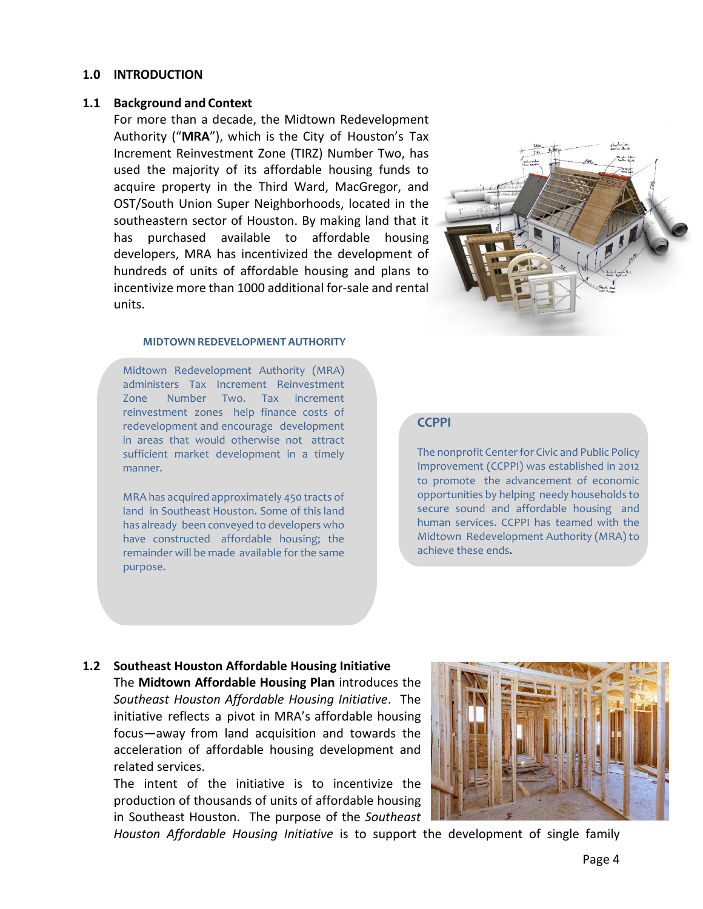## 1.0 INTRODUCTION

### 1.1 Background and Context

For more than a decade, the Midtown Redevelopment Authority ("**MRA**"), which is the City of Houston's Tax Increment Reinvestment Zone (TIRZ) Number Two, has used the majority of its affordable housing funds to acquire property in the Third Ward, MacGregor, and OST/South Union Super Neighborhoods, located in the southeastern sector of Houston. By making land that it has purchased available to affordable housing developers, MRA has incentivized the development of hundreds of units of affordable housing and plans to incentivize more than 1000 additional for-sale and rental units.

**MIDTOWN REDEVELOPMENT AUTHORITY**

Midtown Redevelopment Authority (MRA) administers Tax Increment Reinvestment Zone Number Two. Tax increment reinvestment zones help finance costs of redevelopment and encourage development in areas that would otherwise not attract sufficient market development in a timely manner.

MRA has acquired approximately 450 tracts of land in Southeast Houston. Some of this land has already been conveyed to developers who have constructed affordable housing; the remainder will be made available for the same purpose.

**CCPPI**

The nonprofit Center for Civic and Public Policy Improvement (CCPPI) was established in 2012 to promote the advancement of economic opportunities by helping needy households to secure sound and affordable housing and human services. CCPPI has teamed with the Midtown Redevelopment Authority (MRA) to achieve these ends.

### 1.2 Southeast Houston Affordable Housing Initiative

The **Midtown Affordable Housing Plan** introduces the *Southeast Houston Affordable Housing Initiative*. The initiative reflects a pivot in MRA's affordable housing focus—away from land acquisition and towards the acceleration of affordable housing development and related services.

The intent of the initiative is to incentivize the production of thousands of units of affordable housing in Southeast Houston. The purpose of the *Southeast Houston Affordable Housing Initiative* is to support the development of single family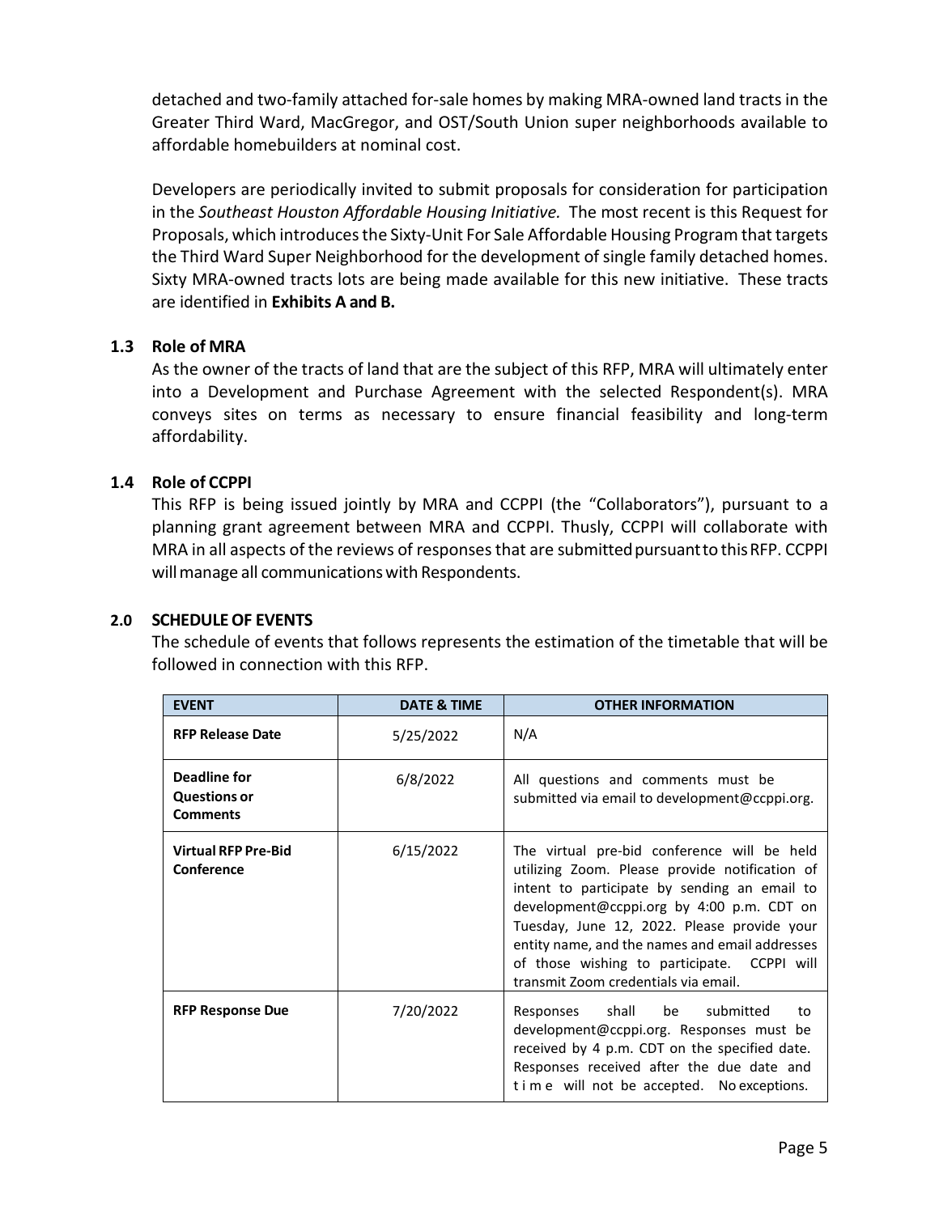detached and two-family attached for-sale homes by making MRA-owned land tracts in the Greater Third Ward, MacGregor, and OST/South Union super neighborhoods available to affordable homebuilders at nominal cost.

Developers are periodically invited to submit proposals for consideration for participation in the *Southeast Houston Affordable Housing Initiative.* The most recent is this Request for Proposals, which introduces the Sixty-Unit For Sale Affordable Housing Program that targets the Third Ward Super Neighborhood for the development of single family detached homes. Sixty MRA-owned tracts lots are being made available for this new initiative. These tracts are identified in **Exhibits A and B.**

### 1.3 Role of MRA

As the owner of the tracts of land that are the subject of this RFP, MRA will ultimately enter into a Development and Purchase Agreement with the selected Respondent(s). MRA conveys sites on terms as necessary to ensure financial feasibility and long-term affordability.

### 1.4 Role of CCPPI

This RFP is being issued jointly by MRA and CCPPI (the "Collaborators"), pursuant to a planning grant agreement between MRA and CCPPI. Thusly, CCPPI will collaborate with MRA in all aspects of the reviews of responses that are submitted pursuant to this RFP. CCPPI will manage all communications with Respondents.

## 2.0 SCHEDULE OF EVENTS

The schedule of events that follows represents the estimation of the timetable that will be followed in connection with this RFP.

| EVENT | DATE & TIME | OTHER INFORMATION |
|---|---|---|
| **RFP Release Date** | 5/25/2022 | N/A |
| **Deadline for Questions or Comments** | 6/8/2022 | All questions and comments must be submitted via email to development@ccppi.org. |
| **Virtual RFP Pre-Bid Conference** | 6/15/2022 | The virtual pre-bid conference will be held utilizing Zoom. Please provide notification of intent to participate by sending an email to development@ccppi.org by 4:00 p.m. CDT on Tuesday, June 12, 2022. Please provide your entity name, and the names and email addresses of those wishing to participate. CCPPI will transmit Zoom credentials via email. |
| **RFP Response Due** | 7/20/2022 | Responses shall be submitted to development@ccppi.org. Responses must be received by 4 p.m. CDT on the specified date. Responses received after the due date and time will not be accepted. No exceptions. |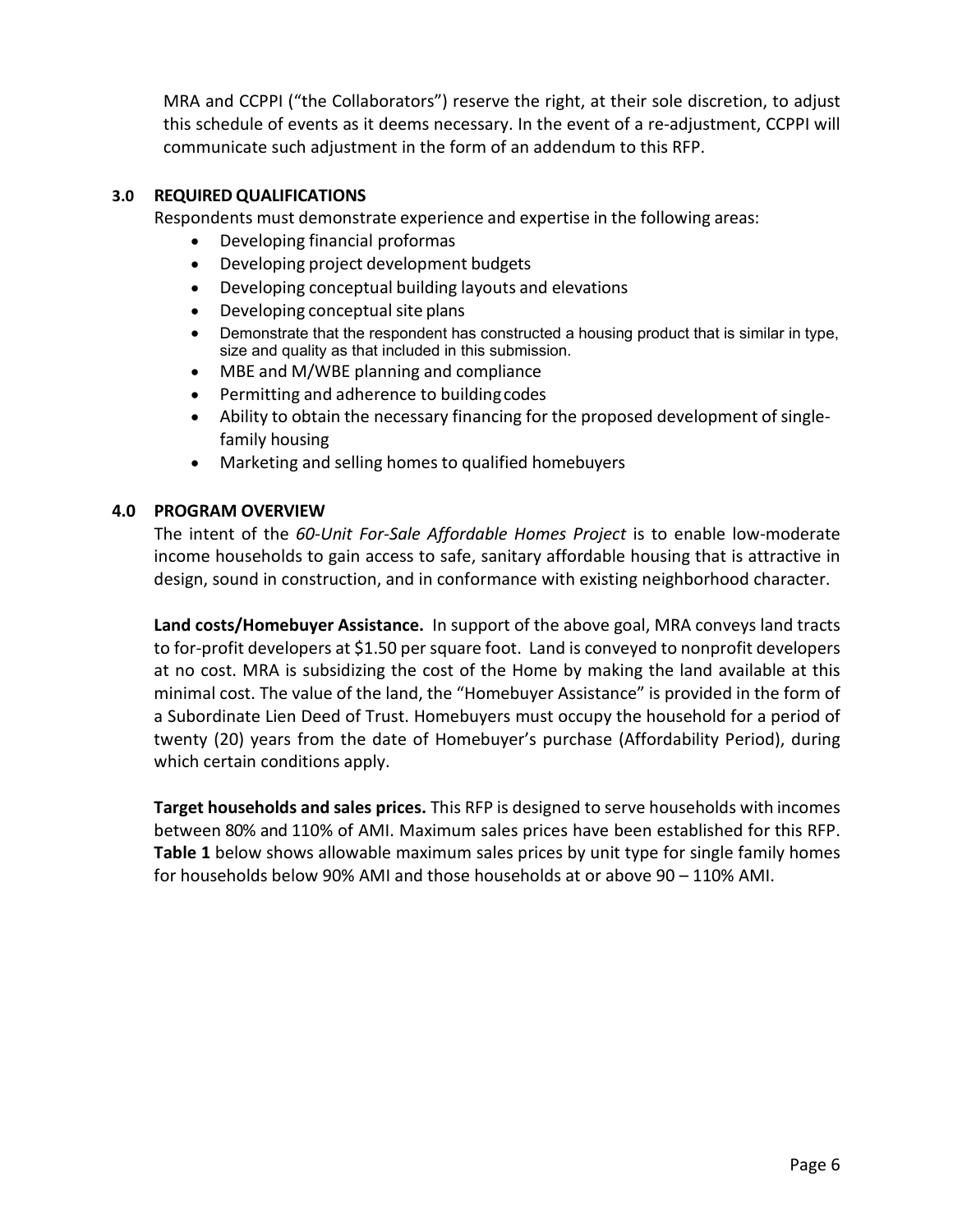MRA and CCPPI ("the Collaborators") reserve the right, at their sole discretion, to adjust this schedule of events as it deems necessary. In the event of a re-adjustment, CCPPI will communicate such adjustment in the form of an addendum to this RFP.

## 3.0 REQUIRED QUALIFICATIONS

Respondents must demonstrate experience and expertise in the following areas:

- Developing financial proformas
- Developing project development budgets
- Developing conceptual building layouts and elevations
- Developing conceptual site plans
- Demonstrate that the respondent has constructed a housing product that is similar in type, size and quality as that included in this submission.
- MBE and M/WBE planning and compliance
- Permitting and adherence to building codes
- Ability to obtain the necessary financing for the proposed development of single-family housing
- Marketing and selling homes to qualified homebuyers

## 4.0 PROGRAM OVERVIEW

The intent of the *60-Unit For-Sale Affordable Homes Project* is to enable low-moderate income households to gain access to safe, sanitary affordable housing that is attractive in design, sound in construction, and in conformance with existing neighborhood character.

**Land costs/Homebuyer Assistance.** In support of the above goal, MRA conveys land tracts to for-profit developers at $1.50 per square foot. Land is conveyed to nonprofit developers at no cost. MRA is subsidizing the cost of the Home by making the land available at this minimal cost. The value of the land, the "Homebuyer Assistance" is provided in the form of a Subordinate Lien Deed of Trust. Homebuyers must occupy the household for a period of twenty (20) years from the date of Homebuyer's purchase (Affordability Period), during which certain conditions apply.

**Target households and sales prices.** This RFP is designed to serve households with incomes between 80% and 110% of AMI. Maximum sales prices have been established for this RFP. **Table 1** below shows allowable maximum sales prices by unit type for single family homes for households below 90% AMI and those households at or above 90 – 110% AMI.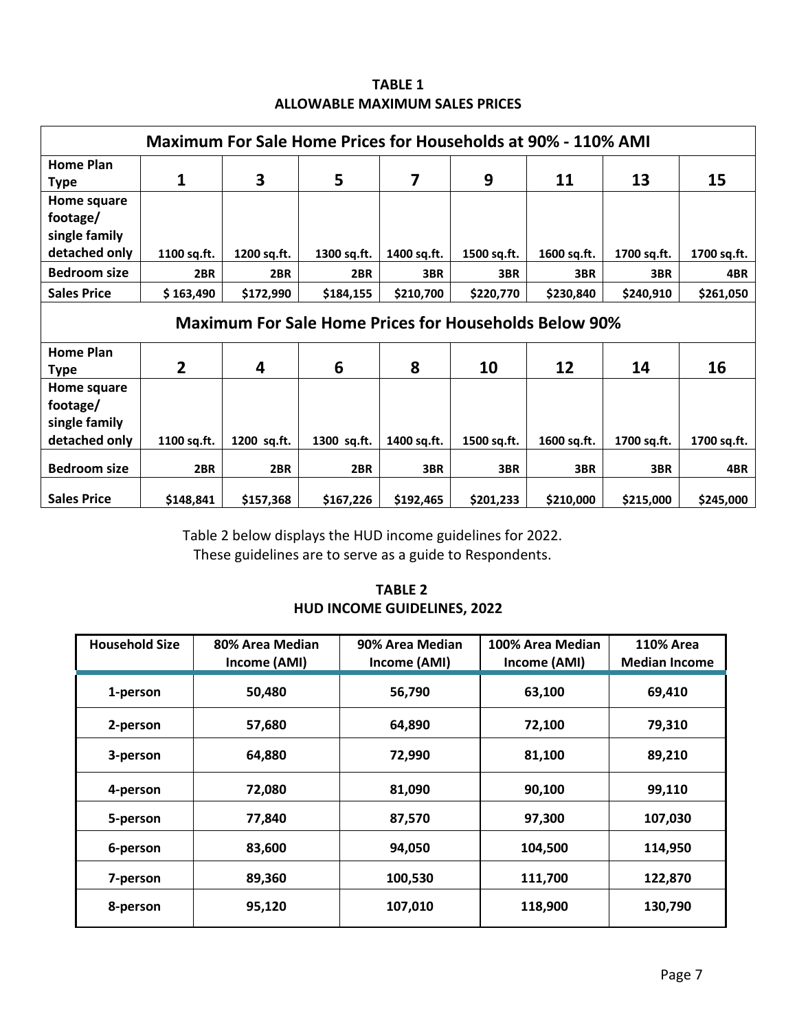**TABLE 1**
**ALLOWABLE MAXIMUM SALES PRICES**

| Maximum For Sale Home Prices for Households at 90% - 110% AMI | | | | | | | | |
|---|---|---|---|---|---|---|---|---|
| **Home Plan Type** | **1** | **3** | **5** | **7** | **9** | **11** | **13** | **15** |
| **Home square footage/ single family detached only** | 1100 sq.ft. | 1200 sq.ft. | 1300 sq.ft. | 1400 sq.ft. | 1500 sq.ft. | 1600 sq.ft. | 1700 sq.ft. | 1700 sq.ft. |
| **Bedroom size** | 2BR | 2BR | 2BR | 3BR | 3BR | 3BR | 3BR | 4BR |
| **Sales Price** | $ 163,490 | $172,990 | $184,155 | $210,700 | $220,770 | $230,840 | $240,910 | $261,050 |
| **Maximum For Sale Home Prices for Households Below 90%** | | | | | | | | |
| **Home Plan Type** | **2** | **4** | **6** | **8** | **10** | **12** | **14** | **16** |
| **Home square footage/ single family detached only** | 1100 sq.ft. | 1200 sq.ft. | 1300 sq.ft. | 1400 sq.ft. | 1500 sq.ft. | 1600 sq.ft. | 1700 sq.ft. | 1700 sq.ft. |
| **Bedroom size** | 2BR | 2BR | 2BR | 3BR | 3BR | 3BR | 3BR | 4BR |
| **Sales Price** | $148,841 | $157,368 | $167,226 | $192,465 | $201,233 | $210,000 | $215,000 | $245,000 |

Table 2 below displays the HUD income guidelines for 2022.
These guidelines are to serve as a guide to Respondents.

**TABLE 2**
**HUD INCOME GUIDELINES, 2022**

| Household Size | 80% Area Median Income (AMI) | 90% Area Median Income (AMI) | 100% Area Median Income (AMI) | 110% Area Median Income |
|---|---|---|---|---|
| 1-person | 50,480 | 56,790 | 63,100 | 69,410 |
| 2-person | 57,680 | 64,890 | 72,100 | 79,310 |
| 3-person | 64,880 | 72,990 | 81,100 | 89,210 |
| 4-person | 72,080 | 81,090 | 90,100 | 99,110 |
| 5-person | 77,840 | 87,570 | 97,300 | 107,030 |
| 6-person | 83,600 | 94,050 | 104,500 | 114,950 |
| 7-person | 89,360 | 100,530 | 111,700 | 122,870 |
| 8-person | 95,120 | 107,010 | 118,900 | 130,790 |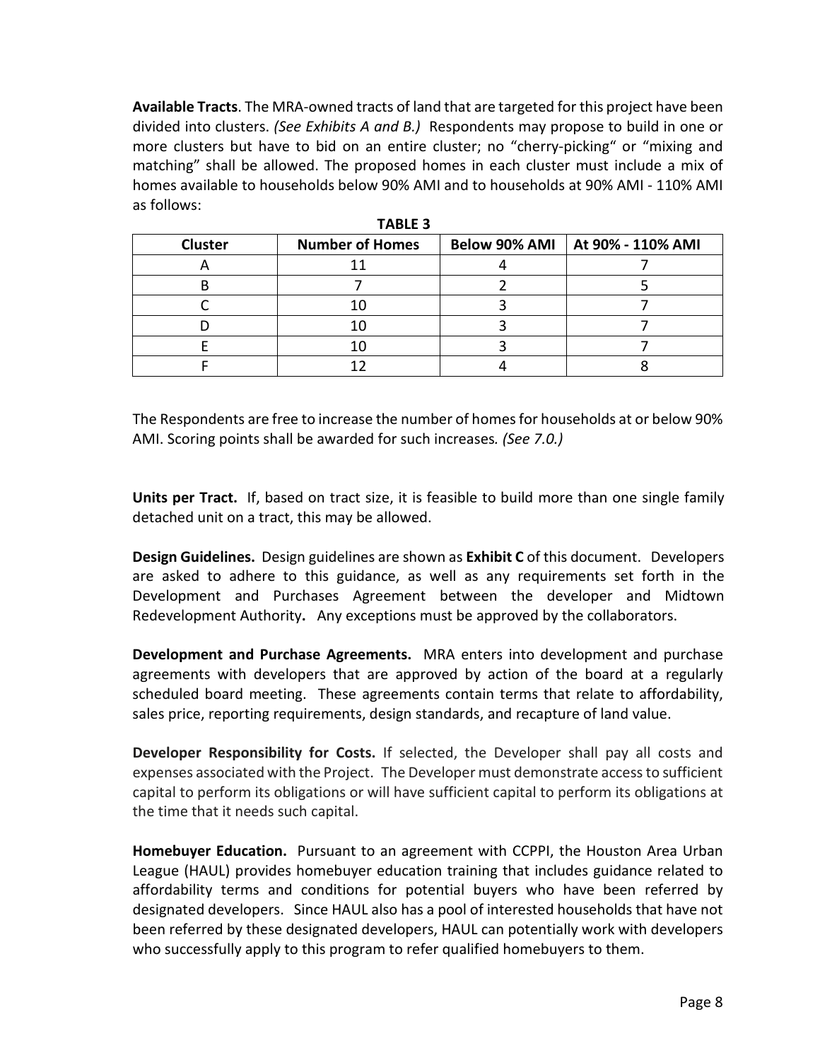**Available Tracts**. The MRA-owned tracts of land that are targeted for this project have been divided into clusters. *(See Exhibits A and B.)* Respondents may propose to build in one or more clusters but have to bid on an entire cluster; no "cherry-picking" or "mixing and matching" shall be allowed. The proposed homes in each cluster must include a mix of homes available to households below 90% AMI and to households at 90% AMI - 110% AMI as follows:

**TABLE 3**

| Cluster | Number of Homes | Below 90% AMI | At 90% - 110% AMI |
|---|---|---|---|
| A | 11 | 4 | 7 |
| B | 7 | 2 | 5 |
| C | 10 | 3 | 7 |
| D | 10 | 3 | 7 |
| E | 10 | 3 | 7 |
| F | 12 | 4 | 8 |

The Respondents are free to increase the number of homes for households at or below 90% AMI. Scoring points shall be awarded for such increases. *(See 7.0.)*

**Units per Tract.** If, based on tract size, it is feasible to build more than one single family detached unit on a tract, this may be allowed.

**Design Guidelines.** Design guidelines are shown as **Exhibit C** of this document. Developers are asked to adhere to this guidance, as well as any requirements set forth in the Development and Purchases Agreement between the developer and Midtown Redevelopment Authority**.** Any exceptions must be approved by the collaborators.

**Development and Purchase Agreements.** MRA enters into development and purchase agreements with developers that are approved by action of the board at a regularly scheduled board meeting. These agreements contain terms that relate to affordability, sales price, reporting requirements, design standards, and recapture of land value.

**Developer Responsibility for Costs.** If selected, the Developer shall pay all costs and expenses associated with the Project. The Developer must demonstrate access to sufficient capital to perform its obligations or will have sufficient capital to perform its obligations at the time that it needs such capital.

**Homebuyer Education.** Pursuant to an agreement with CCPPI, the Houston Area Urban League (HAUL) provides homebuyer education training that includes guidance related to affordability terms and conditions for potential buyers who have been referred by designated developers. Since HAUL also has a pool of interested households that have not been referred by these designated developers, HAUL can potentially work with developers who successfully apply to this program to refer qualified homebuyers to them.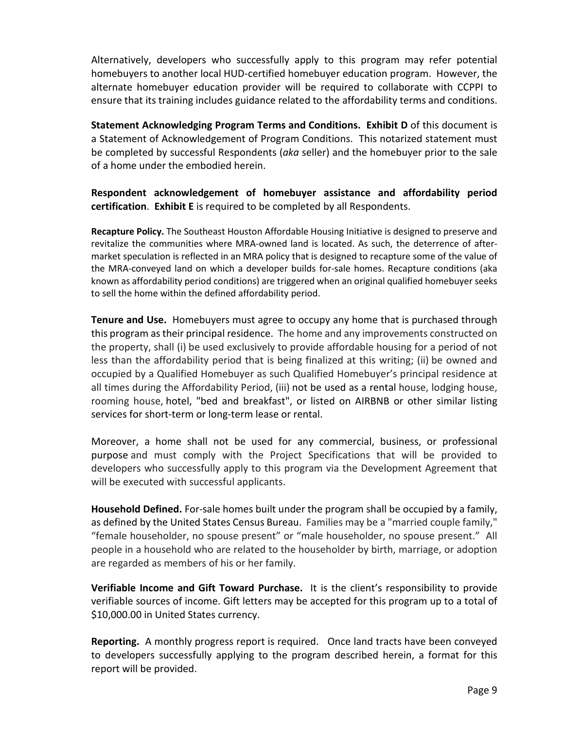Alternatively, developers who successfully apply to this program may refer potential homebuyers to another local HUD-certified homebuyer education program. However, the alternate homebuyer education provider will be required to collaborate with CCPPI to ensure that its training includes guidance related to the affordability terms and conditions.

**Statement Acknowledging Program Terms and Conditions. Exhibit D** of this document is a Statement of Acknowledgement of Program Conditions. This notarized statement must be completed by successful Respondents (*aka* seller) and the homebuyer prior to the sale of a home under the embodied herein.

**Respondent acknowledgement of homebuyer assistance and affordability period certification**. **Exhibit E** is required to be completed by all Respondents.

**Recapture Policy.** The Southeast Houston Affordable Housing Initiative is designed to preserve and revitalize the communities where MRA-owned land is located. As such, the deterrence of after-market speculation is reflected in an MRA policy that is designed to recapture some of the value of the MRA-conveyed land on which a developer builds for-sale homes. Recapture conditions (aka known as affordability period conditions) are triggered when an original qualified homebuyer seeks to sell the home within the defined affordability period.

**Tenure and Use.** Homebuyers must agree to occupy any home that is purchased through this program as their principal residence. The home and any improvements constructed on the property, shall (i) be used exclusively to provide affordable housing for a period of not less than the affordability period that is being finalized at this writing; (ii) be owned and occupied by a Qualified Homebuyer as such Qualified Homebuyer's principal residence at all times during the Affordability Period, (iii) not be used as a rental house, lodging house, rooming house, hotel, "bed and breakfast", or listed on AIRBNB or other similar listing services for short-term or long-term lease or rental.

Moreover, a home shall not be used for any commercial, business, or professional purpose and must comply with the Project Specifications that will be provided to developers who successfully apply to this program via the Development Agreement that will be executed with successful applicants.

**Household Defined.** For-sale homes built under the program shall be occupied by a family, as defined by the United States Census Bureau. Families may be a "married couple family," "female householder, no spouse present" or "male householder, no spouse present." All people in a household who are related to the householder by birth, marriage, or adoption are regarded as members of his or her family.

**Verifiable Income and Gift Toward Purchase.** It is the client's responsibility to provide verifiable sources of income. Gift letters may be accepted for this program up to a total of $10,000.00 in United States currency.

**Reporting.** A monthly progress report is required. Once land tracts have been conveyed to developers successfully applying to the program described herein, a format for this report will be provided.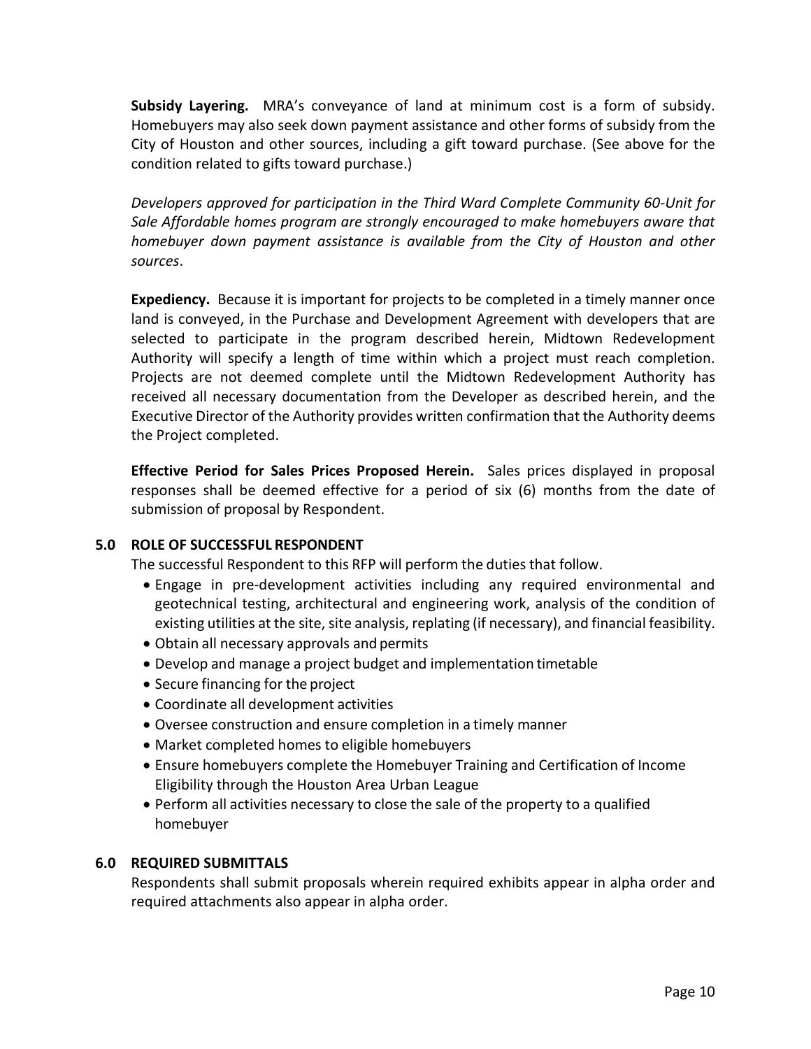**Subsidy Layering.** MRA's conveyance of land at minimum cost is a form of subsidy. Homebuyers may also seek down payment assistance and other forms of subsidy from the City of Houston and other sources, including a gift toward purchase. (See above for the condition related to gifts toward purchase.)

*Developers approved for participation in the Third Ward Complete Community 60-Unit for Sale Affordable homes program are strongly encouraged to make homebuyers aware that homebuyer down payment assistance is available from the City of Houston and other sources*.

**Expediency.** Because it is important for projects to be completed in a timely manner once land is conveyed, in the Purchase and Development Agreement with developers that are selected to participate in the program described herein, Midtown Redevelopment Authority will specify a length of time within which a project must reach completion. Projects are not deemed complete until the Midtown Redevelopment Authority has received all necessary documentation from the Developer as described herein, and the Executive Director of the Authority provides written confirmation that the Authority deems the Project completed.

**Effective Period for Sales Prices Proposed Herein.** Sales prices displayed in proposal responses shall be deemed effective for a period of six (6) months from the date of submission of proposal by Respondent.

## 5.0 ROLE OF SUCCESSFUL RESPONDENT

The successful Respondent to this RFP will perform the duties that follow.

- Engage in pre-development activities including any required environmental and geotechnical testing, architectural and engineering work, analysis of the condition of existing utilities at the site, site analysis, replating (if necessary), and financial feasibility.
- Obtain all necessary approvals and permits
- Develop and manage a project budget and implementation timetable
- Secure financing for the project
- Coordinate all development activities
- Oversee construction and ensure completion in a timely manner
- Market completed homes to eligible homebuyers
- Ensure homebuyers complete the Homebuyer Training and Certification of Income Eligibility through the Houston Area Urban League
- Perform all activities necessary to close the sale of the property to a qualified homebuyer

## 6.0 REQUIRED SUBMITTALS

Respondents shall submit proposals wherein required exhibits appear in alpha order and required attachments also appear in alpha order.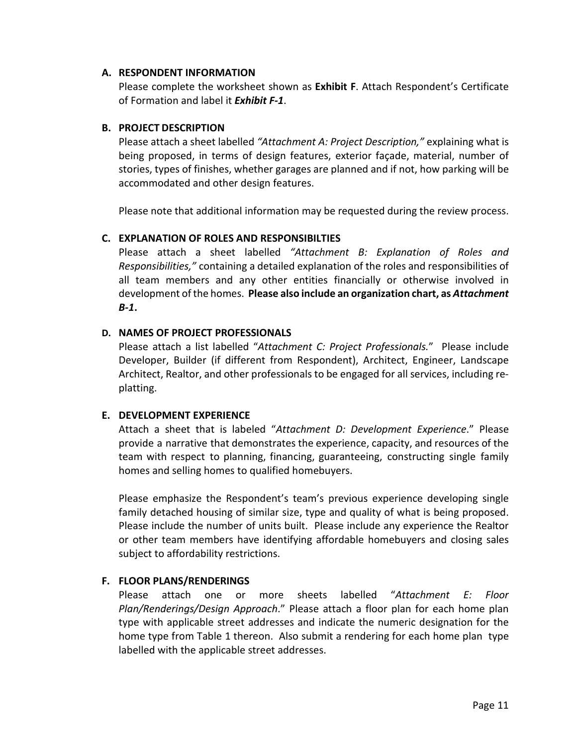### A. RESPONDENT INFORMATION

Please complete the worksheet shown as **Exhibit F**. Attach Respondent's Certificate of Formation and label it ***Exhibit F-1***.

### B. PROJECT DESCRIPTION

Please attach a sheet labelled *"Attachment A: Project Description,"* explaining what is being proposed, in terms of design features, exterior façade, material, number of stories, types of finishes, whether garages are planned and if not, how parking will be accommodated and other design features.

Please note that additional information may be requested during the review process.

### C. EXPLANATION OF ROLES AND RESPONSIBILTIES

Please attach a sheet labelled *"Attachment B: Explanation of Roles and Responsibilities,"* containing a detailed explanation of the roles and responsibilities of all team members and any other entities financially or otherwise involved in development of the homes. **Please also include an organization chart, as *Attachment B-1*.**

### D. NAMES OF PROJECT PROFESSIONALS

Please attach a list labelled "*Attachment C: Project Professionals.*" Please include Developer, Builder (if different from Respondent), Architect, Engineer, Landscape Architect, Realtor, and other professionals to be engaged for all services, including re-platting.

### E. DEVELOPMENT EXPERIENCE

Attach a sheet that is labeled "*Attachment D: Development Experience*." Please provide a narrative that demonstrates the experience, capacity, and resources of the team with respect to planning, financing, guaranteeing, constructing single family homes and selling homes to qualified homebuyers.

Please emphasize the Respondent's team's previous experience developing single family detached housing of similar size, type and quality of what is being proposed. Please include the number of units built. Please include any experience the Realtor or other team members have identifying affordable homebuyers and closing sales subject to affordability restrictions.

### F. FLOOR PLANS/RENDERINGS

Please attach one or more sheets labelled "*Attachment E: Floor Plan/Renderings/Design Approach*." Please attach a floor plan for each home plan type with applicable street addresses and indicate the numeric designation for the home type from Table 1 thereon. Also submit a rendering for each home plan type labelled with the applicable street addresses.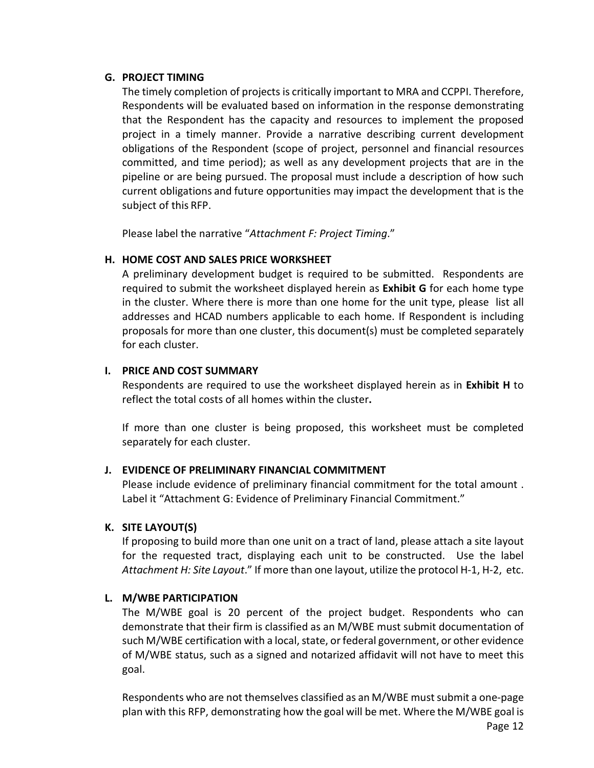### G. PROJECT TIMING

The timely completion of projects is critically important to MRA and CCPPI. Therefore, Respondents will be evaluated based on information in the response demonstrating that the Respondent has the capacity and resources to implement the proposed project in a timely manner. Provide a narrative describing current development obligations of the Respondent (scope of project, personnel and financial resources committed, and time period); as well as any development projects that are in the pipeline or are being pursued. The proposal must include a description of how such current obligations and future opportunities may impact the development that is the subject of this RFP.

Please label the narrative "*Attachment F: Project Timing*."

### H. HOME COST AND SALES PRICE WORKSHEET

A preliminary development budget is required to be submitted. Respondents are required to submit the worksheet displayed herein as **Exhibit G** for each home type in the cluster. Where there is more than one home for the unit type, please list all addresses and HCAD numbers applicable to each home. If Respondent is including proposals for more than one cluster, this document(s) must be completed separately for each cluster.

### I. PRICE AND COST SUMMARY

Respondents are required to use the worksheet displayed herein as in **Exhibit H** to reflect the total costs of all homes within the cluster**.**

If more than one cluster is being proposed, this worksheet must be completed separately for each cluster.

### J. EVIDENCE OF PRELIMINARY FINANCIAL COMMITMENT

Please include evidence of preliminary financial commitment for the total amount . Label it "Attachment G: Evidence of Preliminary Financial Commitment."

### K. SITE LAYOUT(S)

If proposing to build more than one unit on a tract of land, please attach a site layout for the requested tract, displaying each unit to be constructed. Use the label *Attachment H: Site Layout*." If more than one layout, utilize the protocol H-1, H-2, etc.

### L. M/WBE PARTICIPATION

The M/WBE goal is 20 percent of the project budget. Respondents who can demonstrate that their firm is classified as an M/WBE must submit documentation of such M/WBE certification with a local, state, or federal government, or other evidence of M/WBE status, such as a signed and notarized affidavit will not have to meet this goal.

Respondents who are not themselves classified as an M/WBE must submit a one-page plan with this RFP, demonstrating how the goal will be met. Where the M/WBE goal is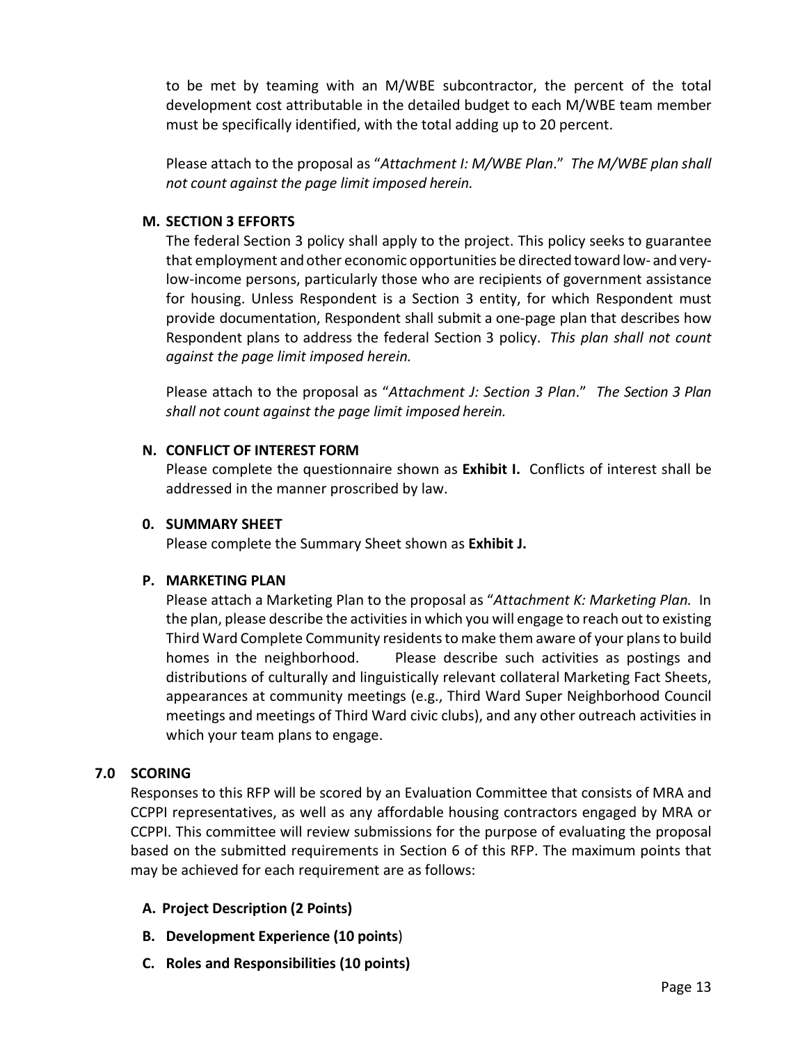to be met by teaming with an M/WBE subcontractor, the percent of the total development cost attributable in the detailed budget to each M/WBE team member must be specifically identified, with the total adding up to 20 percent.

Please attach to the proposal as "*Attachment I: M/WBE Plan*." *The M/WBE plan shall not count against the page limit imposed herein.*

### M. SECTION 3 EFFORTS

The federal Section 3 policy shall apply to the project. This policy seeks to guarantee that employment and other economic opportunities be directed toward low- and very-low-income persons, particularly those who are recipients of government assistance for housing. Unless Respondent is a Section 3 entity, for which Respondent must provide documentation, Respondent shall submit a one-page plan that describes how Respondent plans to address the federal Section 3 policy. *This plan shall not count against the page limit imposed herein.*

Please attach to the proposal as "*Attachment J: Section 3 Plan*." *The Section 3 Plan shall not count against the page limit imposed herein.*

### N. CONFLICT OF INTEREST FORM

Please complete the questionnaire shown as **Exhibit I.** Conflicts of interest shall be addressed in the manner proscribed by law.

### 0. SUMMARY SHEET

Please complete the Summary Sheet shown as **Exhibit J.**

### P. MARKETING PLAN

Please attach a Marketing Plan to the proposal as "*Attachment K: Marketing Plan.* In the plan, please describe the activities in which you will engage to reach out to existing Third Ward Complete Community residents to make them aware of your plans to build homes in the neighborhood. Please describe such activities as postings and distributions of culturally and linguistically relevant collateral Marketing Fact Sheets, appearances at community meetings (e.g., Third Ward Super Neighborhood Council meetings and meetings of Third Ward civic clubs), and any other outreach activities in which your team plans to engage.

## 7.0 SCORING

Responses to this RFP will be scored by an Evaluation Committee that consists of MRA and CCPPI representatives, as well as any affordable housing contractors engaged by MRA or CCPPI. This committee will review submissions for the purpose of evaluating the proposal based on the submitted requirements in Section 6 of this RFP. The maximum points that may be achieved for each requirement are as follows:

- **A. Project Description (2 Points)**
- **B. Development Experience (10 points**)
- **C. Roles and Responsibilities (10 points)**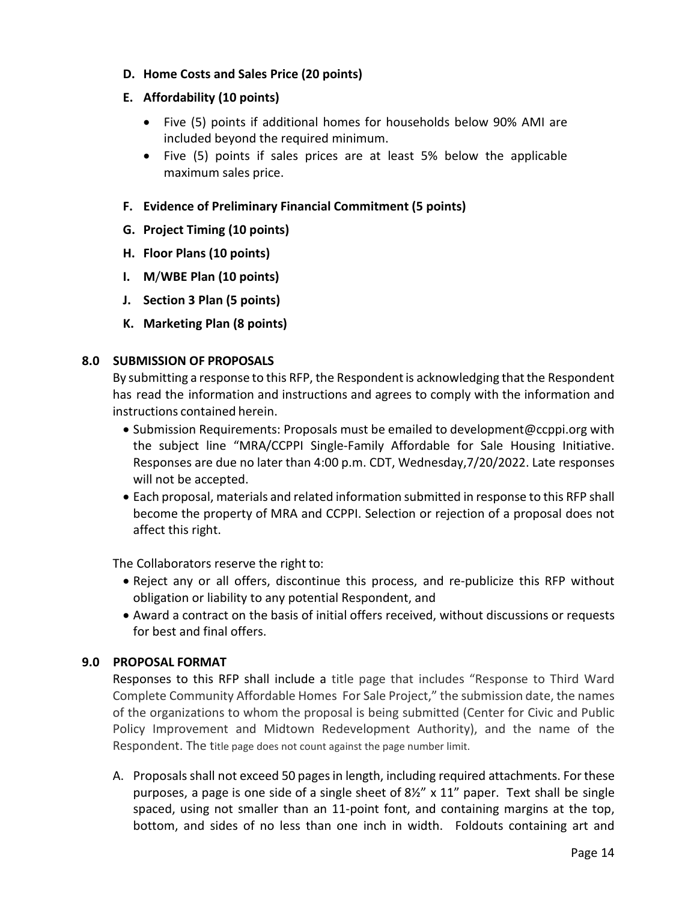**D. Home Costs and Sales Price (20 points)**

**E. Affordability (10 points)**

- Five (5) points if additional homes for households below 90% AMI are included beyond the required minimum.
- Five (5) points if sales prices are at least 5% below the applicable maximum sales price.

**F. Evidence of Preliminary Financial Commitment (5 points)**

**G. Project Timing (10 points)**

**H. Floor Plans (10 points)**

**I. M/WBE Plan (10 points)**

**J. Section 3 Plan (5 points)**

**K. Marketing Plan (8 points)**

## 8.0 SUBMISSION OF PROPOSALS

By submitting a response to this RFP, the Respondent is acknowledging that the Respondent has read the information and instructions and agrees to comply with the information and instructions contained herein.

- Submission Requirements: Proposals must be emailed to development@ccppi.org with the subject line "MRA/CCPPI Single-Family Affordable for Sale Housing Initiative. Responses are due no later than 4:00 p.m. CDT, Wednesday,7/20/2022. Late responses will not be accepted.
- Each proposal, materials and related information submitted in response to this RFP shall become the property of MRA and CCPPI. Selection or rejection of a proposal does not affect this right.

The Collaborators reserve the right to:

- Reject any or all offers, discontinue this process, and re-publicize this RFP without obligation or liability to any potential Respondent, and
- Award a contract on the basis of initial offers received, without discussions or requests for best and final offers.

## 9.0 PROPOSAL FORMAT

Responses to this RFP shall include a title page that includes "Response to Third Ward Complete Community Affordable Homes For Sale Project," the submission date, the names of the organizations to whom the proposal is being submitted (Center for Civic and Public Policy Improvement and Midtown Redevelopment Authority), and the name of the Respondent. The title page does not count against the page number limit.

A. Proposals shall not exceed 50 pages in length, including required attachments. For these purposes, a page is one side of a single sheet of 8½" x 11" paper. Text shall be single spaced, using not smaller than an 11-point font, and containing margins at the top, bottom, and sides of no less than one inch in width. Foldouts containing art and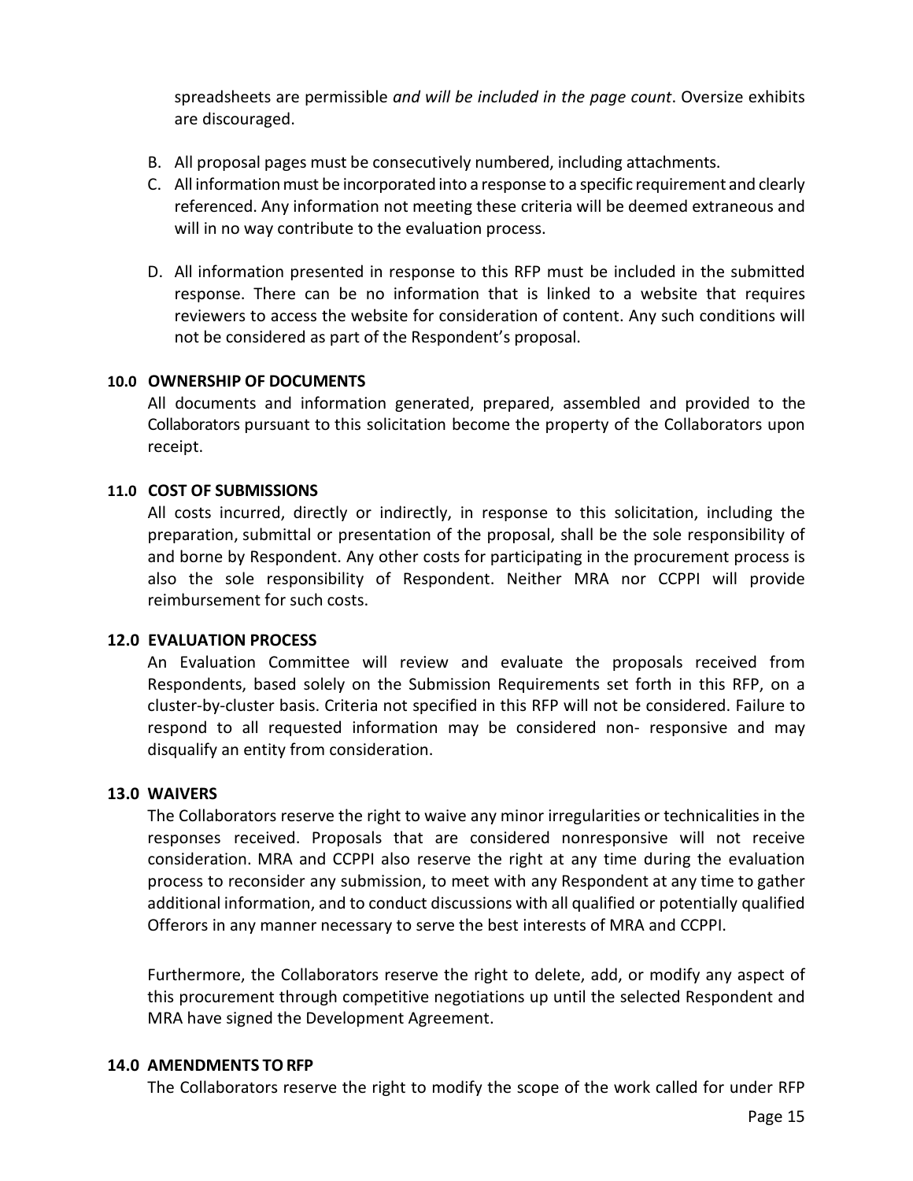spreadsheets are permissible *and will be included in the page count*. Oversize exhibits are discouraged.

B. All proposal pages must be consecutively numbered, including attachments.

C. All information must be incorporated into a response to a specific requirement and clearly referenced. Any information not meeting these criteria will be deemed extraneous and will in no way contribute to the evaluation process.

D. All information presented in response to this RFP must be included in the submitted response. There can be no information that is linked to a website that requires reviewers to access the website for consideration of content. Any such conditions will not be considered as part of the Respondent's proposal.

### 10.0 OWNERSHIP OF DOCUMENTS

All documents and information generated, prepared, assembled and provided to the Collaborators pursuant to this solicitation become the property of the Collaborators upon receipt.

### 11.0 COST OF SUBMISSIONS

All costs incurred, directly or indirectly, in response to this solicitation, including the preparation, submittal or presentation of the proposal, shall be the sole responsibility of and borne by Respondent. Any other costs for participating in the procurement process is also the sole responsibility of Respondent. Neither MRA nor CCPPI will provide reimbursement for such costs.

### 12.0 EVALUATION PROCESS

An Evaluation Committee will review and evaluate the proposals received from Respondents, based solely on the Submission Requirements set forth in this RFP, on a cluster-by-cluster basis. Criteria not specified in this RFP will not be considered. Failure to respond to all requested information may be considered non- responsive and may disqualify an entity from consideration.

### 13.0 WAIVERS

The Collaborators reserve the right to waive any minor irregularities or technicalities in the responses received. Proposals that are considered nonresponsive will not receive consideration. MRA and CCPPI also reserve the right at any time during the evaluation process to reconsider any submission, to meet with any Respondent at any time to gather additional information, and to conduct discussions with all qualified or potentially qualified Offerors in any manner necessary to serve the best interests of MRA and CCPPI.

Furthermore, the Collaborators reserve the right to delete, add, or modify any aspect of this procurement through competitive negotiations up until the selected Respondent and MRA have signed the Development Agreement.

### 14.0 AMENDMENTS TO RFP

The Collaborators reserve the right to modify the scope of the work called for under RFP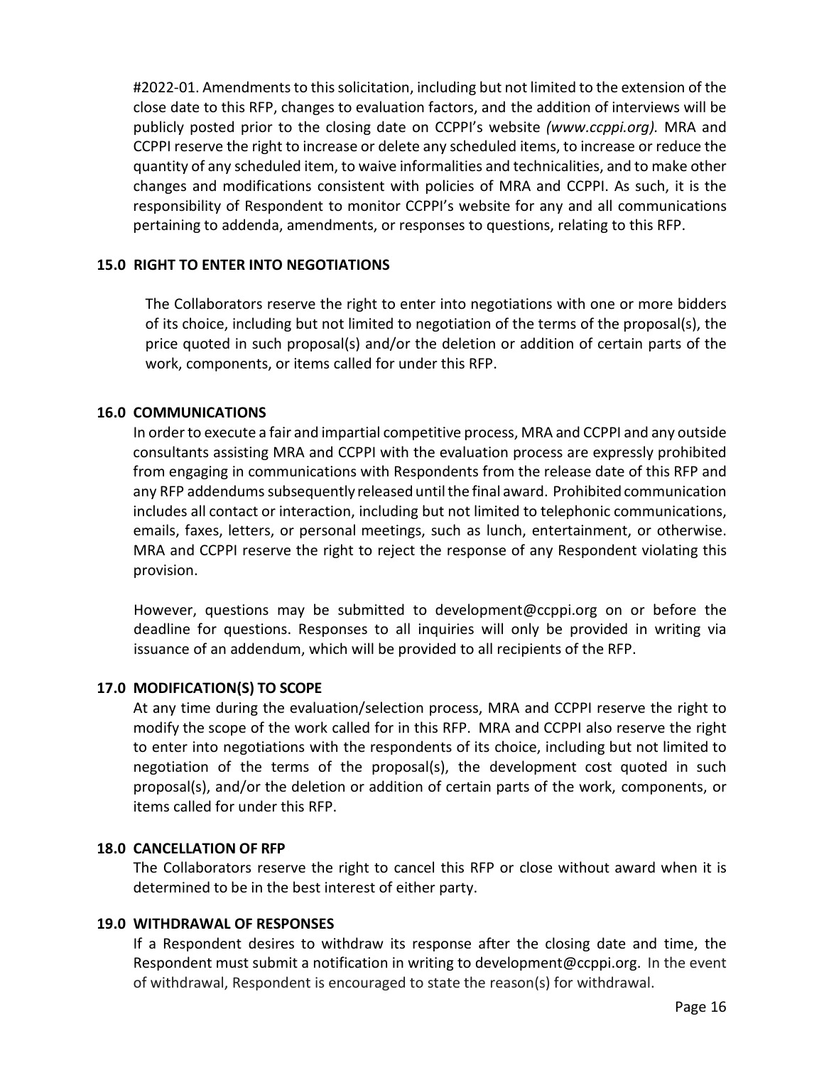#2022-01. Amendments to this solicitation, including but not limited to the extension of the close date to this RFP, changes to evaluation factors, and the addition of interviews will be publicly posted prior to the closing date on CCPPI's website *(www.ccppi.org).* MRA and CCPPI reserve the right to increase or delete any scheduled items, to increase or reduce the quantity of any scheduled item, to waive informalities and technicalities, and to make other changes and modifications consistent with policies of MRA and CCPPI. As such, it is the responsibility of Respondent to monitor CCPPI's website for any and all communications pertaining to addenda, amendments, or responses to questions, relating to this RFP.

## 15.0 RIGHT TO ENTER INTO NEGOTIATIONS

The Collaborators reserve the right to enter into negotiations with one or more bidders of its choice, including but not limited to negotiation of the terms of the proposal(s), the price quoted in such proposal(s) and/or the deletion or addition of certain parts of the work, components, or items called for under this RFP.

## 16.0 COMMUNICATIONS

In order to execute a fair and impartial competitive process, MRA and CCPPI and any outside consultants assisting MRA and CCPPI with the evaluation process are expressly prohibited from engaging in communications with Respondents from the release date of this RFP and any RFP addendums subsequently released until the final award. Prohibited communication includes all contact or interaction, including but not limited to telephonic communications, emails, faxes, letters, or personal meetings, such as lunch, entertainment, or otherwise. MRA and CCPPI reserve the right to reject the response of any Respondent violating this provision.

However, questions may be submitted to development@ccppi.org on or before the deadline for questions. Responses to all inquiries will only be provided in writing via issuance of an addendum, which will be provided to all recipients of the RFP.

## 17.0 MODIFICATION(S) TO SCOPE

At any time during the evaluation/selection process, MRA and CCPPI reserve the right to modify the scope of the work called for in this RFP. MRA and CCPPI also reserve the right to enter into negotiations with the respondents of its choice, including but not limited to negotiation of the terms of the proposal(s), the development cost quoted in such proposal(s), and/or the deletion or addition of certain parts of the work, components, or items called for under this RFP.

## 18.0 CANCELLATION OF RFP

The Collaborators reserve the right to cancel this RFP or close without award when it is determined to be in the best interest of either party.

## 19.0 WITHDRAWAL OF RESPONSES

If a Respondent desires to withdraw its response after the closing date and time, the Respondent must submit a notification in writing to development@ccppi.org. In the event of withdrawal, Respondent is encouraged to state the reason(s) for withdrawal.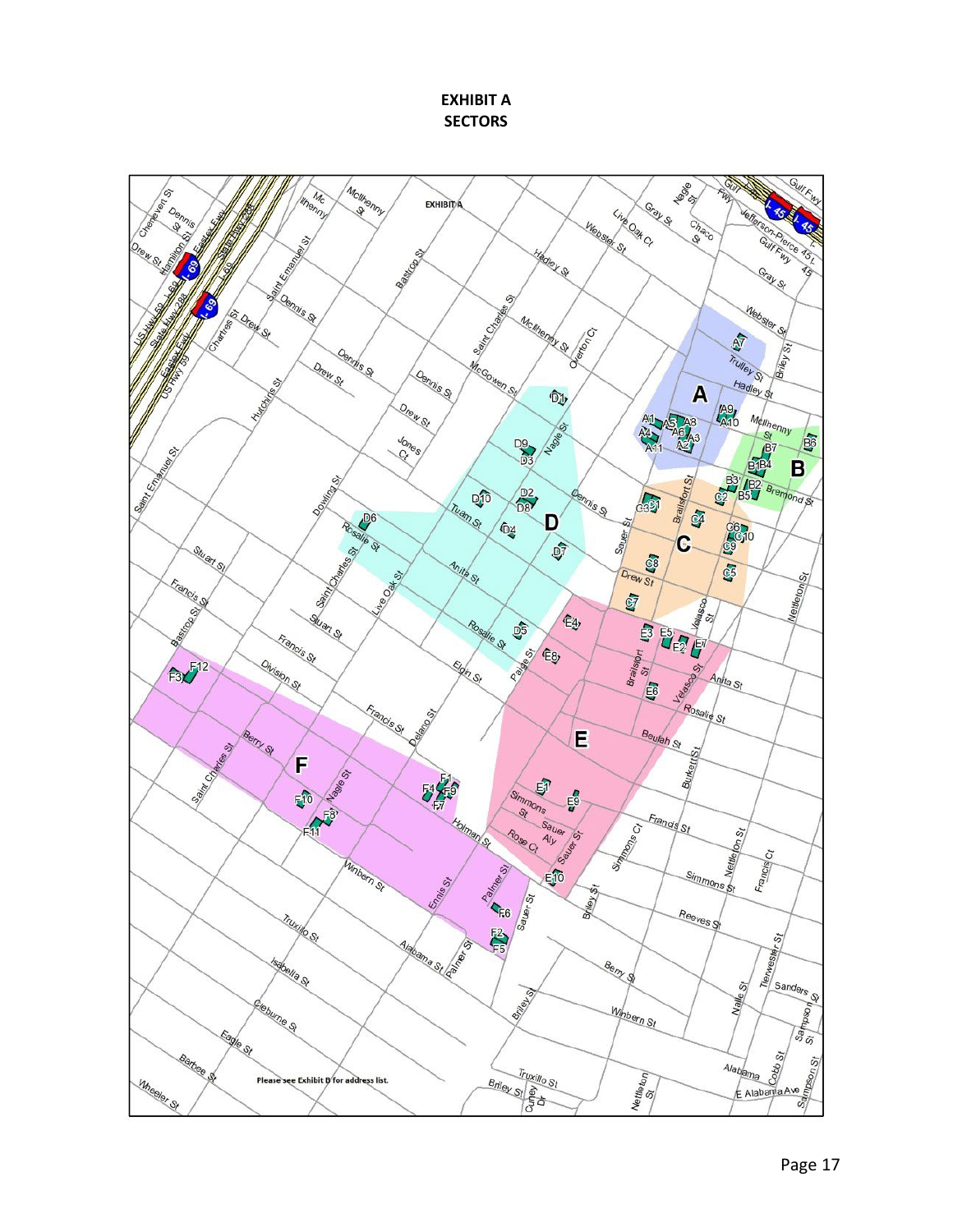# EXHIBIT A
## SECTORS

Please see Exhibit B for address list.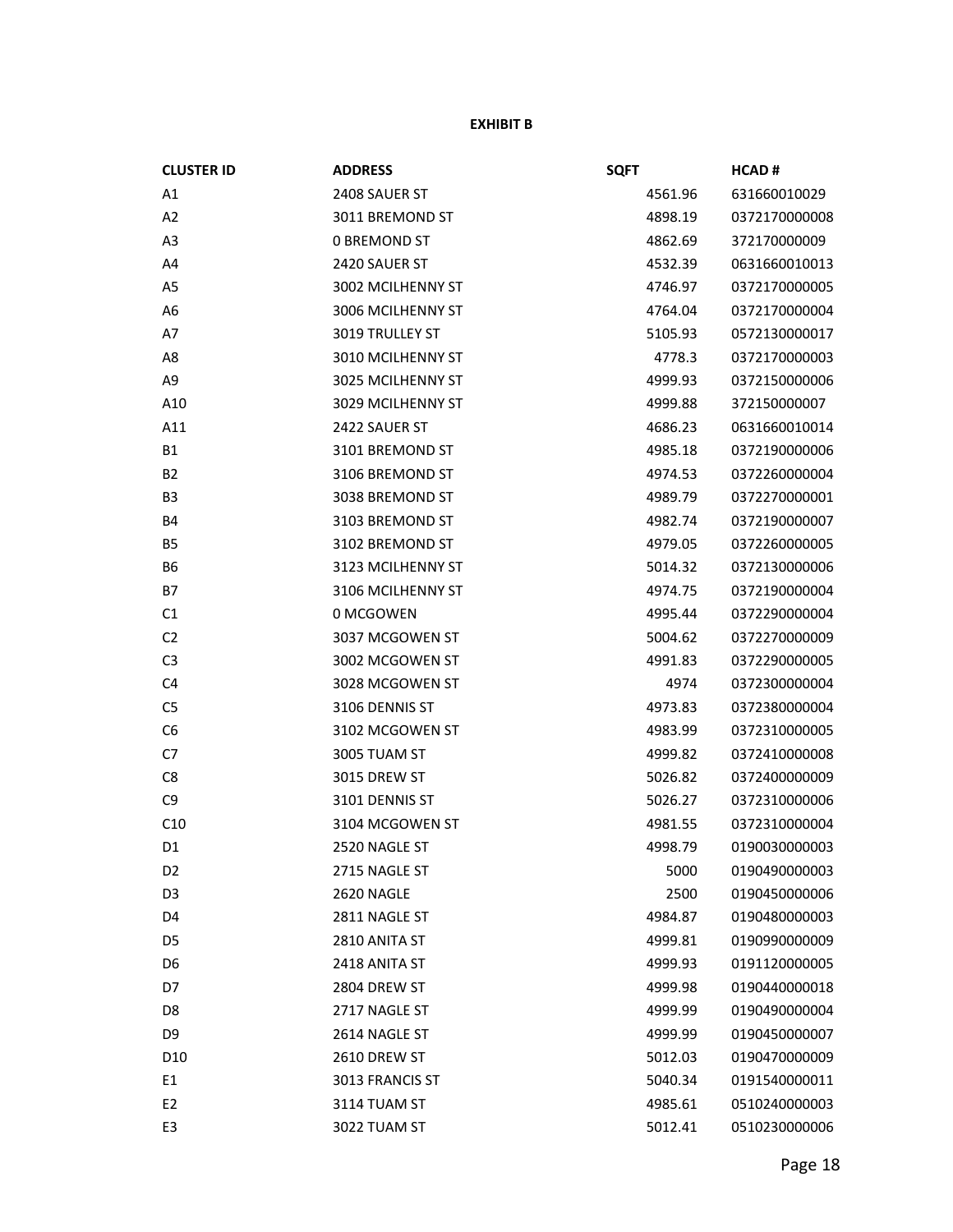**EXHIBIT B**

| CLUSTER ID | ADDRESS | SQFT | HCAD # |
|---|---|---|---|
| A1 | 2408 SAUER ST | 4561.96 | 631660010029 |
| A2 | 3011 BREMOND ST | 4898.19 | 0372170000008 |
| A3 | 0 BREMOND ST | 4862.69 | 372170000009 |
| A4 | 2420 SAUER ST | 4532.39 | 0631660010013 |
| A5 | 3002 MCILHENNY ST | 4746.97 | 0372170000005 |
| A6 | 3006 MCILHENNY ST | 4764.04 | 0372170000004 |
| A7 | 3019 TRULLEY ST | 5105.93 | 0572130000017 |
| A8 | 3010 MCILHENNY ST | 4778.3 | 0372170000003 |
| A9 | 3025 MCILHENNY ST | 4999.93 | 0372150000006 |
| A10 | 3029 MCILHENNY ST | 4999.88 | 372150000007 |
| A11 | 2422 SAUER ST | 4686.23 | 0631660010014 |
| B1 | 3101 BREMOND ST | 4985.18 | 0372190000006 |
| B2 | 3106 BREMOND ST | 4974.53 | 0372260000004 |
| B3 | 3038 BREMOND ST | 4989.79 | 0372270000001 |
| B4 | 3103 BREMOND ST | 4982.74 | 0372190000007 |
| B5 | 3102 BREMOND ST | 4979.05 | 0372260000005 |
| B6 | 3123 MCILHENNY ST | 5014.32 | 0372130000006 |
| B7 | 3106 MCILHENNY ST | 4974.75 | 0372190000004 |
| C1 | 0 MCGOWEN | 4995.44 | 0372290000004 |
| C2 | 3037 MCGOWEN ST | 5004.62 | 0372270000009 |
| C3 | 3002 MCGOWEN ST | 4991.83 | 0372290000005 |
| C4 | 3028 MCGOWEN ST | 4974 | 0372300000004 |
| C5 | 3106 DENNIS ST | 4973.83 | 0372380000004 |
| C6 | 3102 MCGOWEN ST | 4983.99 | 0372310000005 |
| C7 | 3005 TUAM ST | 4999.82 | 0372410000008 |
| C8 | 3015 DREW ST | 5026.82 | 0372400000009 |
| C9 | 3101 DENNIS ST | 5026.27 | 0372310000006 |
| C10 | 3104 MCGOWEN ST | 4981.55 | 0372310000004 |
| D1 | 2520 NAGLE ST | 4998.79 | 0190030000003 |
| D2 | 2715 NAGLE ST | 5000 | 0190490000003 |
| D3 | 2620 NAGLE | 2500 | 0190450000006 |
| D4 | 2811 NAGLE ST | 4984.87 | 0190480000003 |
| D5 | 2810 ANITA ST | 4999.81 | 0190990000009 |
| D6 | 2418 ANITA ST | 4999.93 | 0191120000005 |
| D7 | 2804 DREW ST | 4999.98 | 0190440000018 |
| D8 | 2717 NAGLE ST | 4999.99 | 0190490000004 |
| D9 | 2614 NAGLE ST | 4999.99 | 0190450000007 |
| D10 | 2610 DREW ST | 5012.03 | 0190470000009 |
| E1 | 3013 FRANCIS ST | 5040.34 | 0191540000011 |
| E2 | 3114 TUAM ST | 4985.61 | 0510240000003 |
| E3 | 3022 TUAM ST | 5012.41 | 0510230000006 |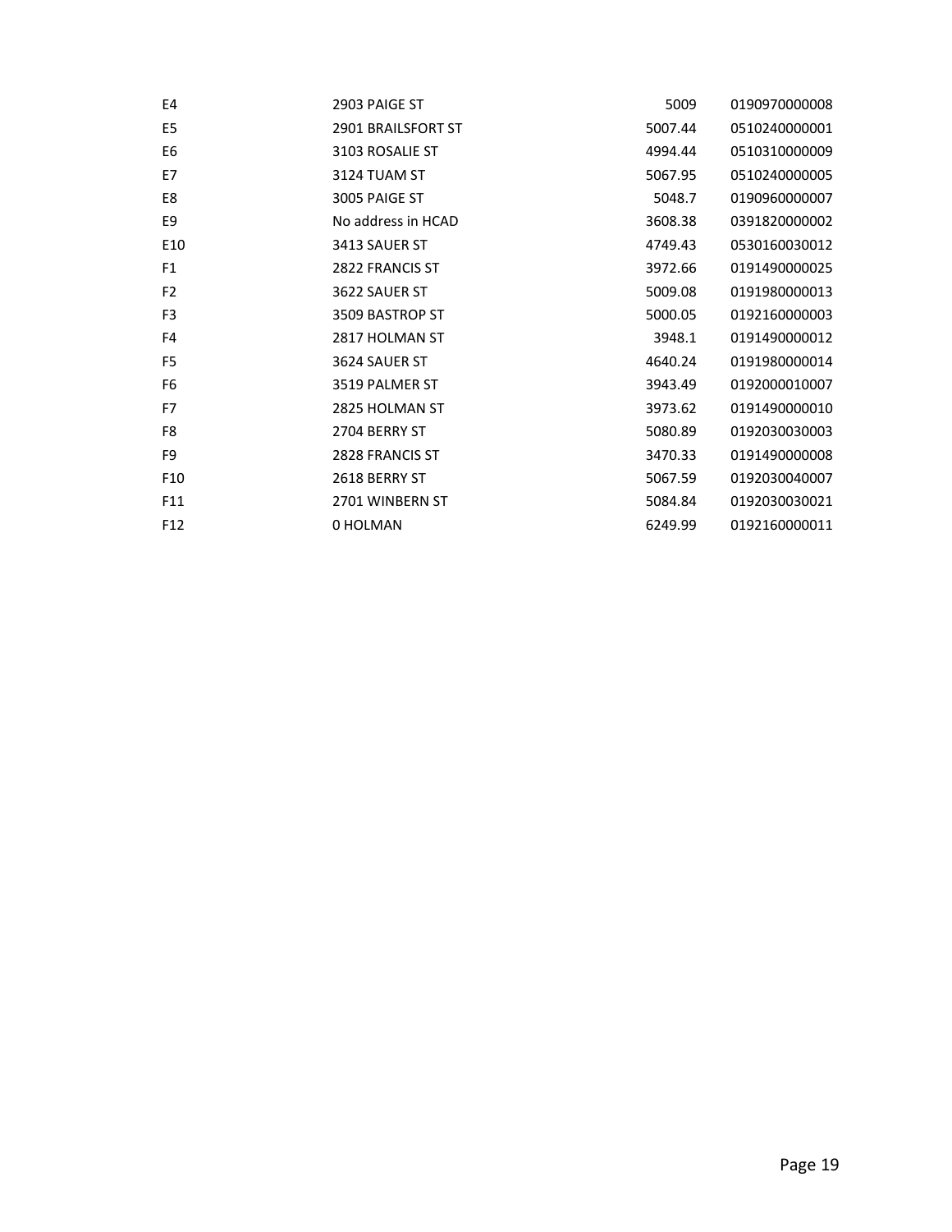| | | | |
|---|---|---|---|
| E4 | 2903 PAIGE ST | 5009 | 0190970000008 |
| E5 | 2901 BRAILSFORT ST | 5007.44 | 0510240000001 |
| E6 | 3103 ROSALIE ST | 4994.44 | 0510310000009 |
| E7 | 3124 TUAM ST | 5067.95 | 0510240000005 |
| E8 | 3005 PAIGE ST | 5048.7 | 0190960000007 |
| E9 | No address in HCAD | 3608.38 | 0391820000002 |
| E10 | 3413 SAUER ST | 4749.43 | 0530160030012 |
| F1 | 2822 FRANCIS ST | 3972.66 | 0191490000025 |
| F2 | 3622 SAUER ST | 5009.08 | 0191980000013 |
| F3 | 3509 BASTROP ST | 5000.05 | 0192160000003 |
| F4 | 2817 HOLMAN ST | 3948.1 | 0191490000012 |
| F5 | 3624 SAUER ST | 4640.24 | 0191980000014 |
| F6 | 3519 PALMER ST | 3943.49 | 0192000010007 |
| F7 | 2825 HOLMAN ST | 3973.62 | 0191490000010 |
| F8 | 2704 BERRY ST | 5080.89 | 0192030030003 |
| F9 | 2828 FRANCIS ST | 3470.33 | 0191490000008 |
| F10 | 2618 BERRY ST | 5067.59 | 0192030040007 |
| F11 | 2701 WINBERN ST | 5084.84 | 0192030030021 |
| F12 | 0 HOLMAN | 6249.99 | 0192160000011 |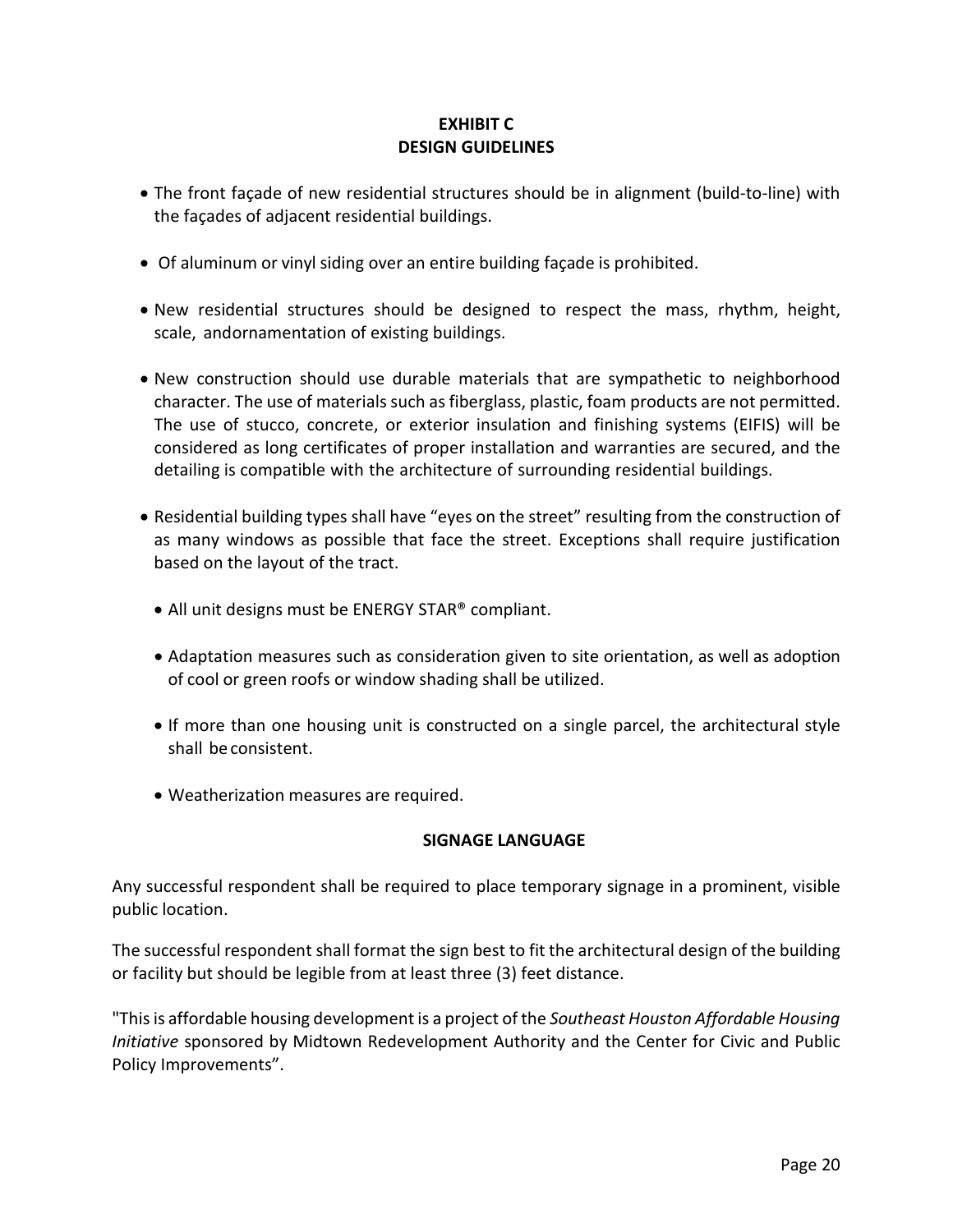# EXHIBIT C
# DESIGN GUIDELINES

- The front façade of new residential structures should be in alignment (build-to-line) with the façades of adjacent residential buildings.
- Of aluminum or vinyl siding over an entire building façade is prohibited.
- New residential structures should be designed to respect the mass, rhythm, height, scale, andornamentation of existing buildings.
- New construction should use durable materials that are sympathetic to neighborhood character. The use of materials such as fiberglass, plastic, foam products are not permitted. The use of stucco, concrete, or exterior insulation and finishing systems (EIFIS) will be considered as long certificates of proper installation and warranties are secured, and the detailing is compatible with the architecture of surrounding residential buildings.
- Residential building types shall have "eyes on the street" resulting from the construction of as many windows as possible that face the street. Exceptions shall require justification based on the layout of the tract.
  - All unit designs must be ENERGY STAR® compliant.
  - Adaptation measures such as consideration given to site orientation, as well as adoption of cool or green roofs or window shading shall be utilized.
  - If more than one housing unit is constructed on a single parcel, the architectural style shall be consistent.
  - Weatherization measures are required.

## SIGNAGE LANGUAGE

Any successful respondent shall be required to place temporary signage in a prominent, visible public location.

The successful respondent shall format the sign best to fit the architectural design of the building or facility but should be legible from at least three (3) feet distance.

"This is affordable housing development is a project of the *Southeast Houston Affordable Housing Initiative* sponsored by Midtown Redevelopment Authority and the Center for Civic and Public Policy Improvements".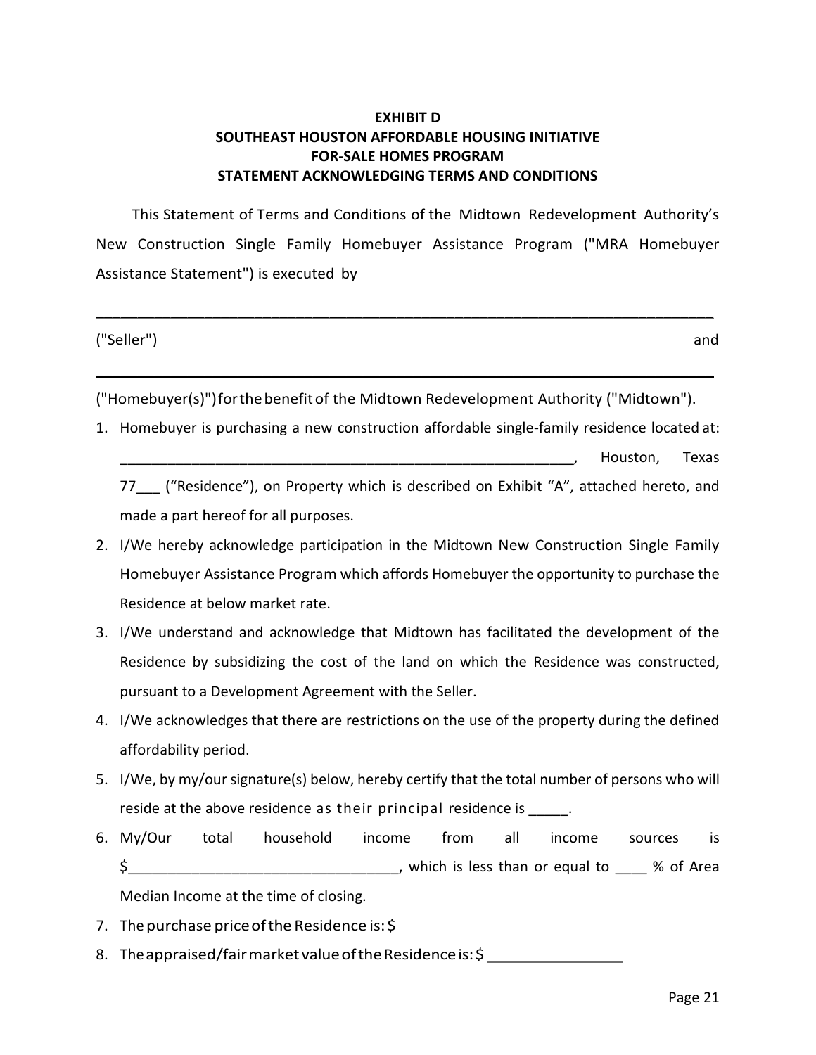**EXHIBIT D**
**SOUTHEAST HOUSTON AFFORDABLE HOUSING INITIATIVE**
**FOR-SALE HOMES PROGRAM**
**STATEMENT ACKNOWLEDGING TERMS AND CONDITIONS**

This Statement of Terms and Conditions of the Midtown Redevelopment Authority's New Construction Single Family Homebuyer Assistance Program ("MRA Homebuyer Assistance Statement") is executed by

_______________________________________________________________________________

("Seller") and

_______________________________________________________________________________

("Homebuyer(s)") for the benefit of the Midtown Redevelopment Authority ("Midtown").

1. Homebuyer is purchasing a new construction affordable single-family residence located at: ____________________________________________________________, Houston, Texas 77___ ("Residence"), on Property which is described on Exhibit "A", attached hereto, and made a part hereof for all purposes.
2. I/We hereby acknowledge participation in the Midtown New Construction Single Family Homebuyer Assistance Program which affords Homebuyer the opportunity to purchase the Residence at below market rate.
3. I/We understand and acknowledge that Midtown has facilitated the development of the Residence by subsidizing the cost of the land on which the Residence was constructed, pursuant to a Development Agreement with the Seller.
4. I/We acknowledges that there are restrictions on the use of the property during the defined affordability period.
5. I/We, by my/our signature(s) below, hereby certify that the total number of persons who will reside at the above residence as their principal residence is _____.
6. My/Our total household income from all income sources is $_________________________________, which is less than or equal to ____ % of Area Median Income at the time of closing.
7. The purchase price of the Residence is: $ ________________
8. The appraised/fair market value of the Residence is: $ ________________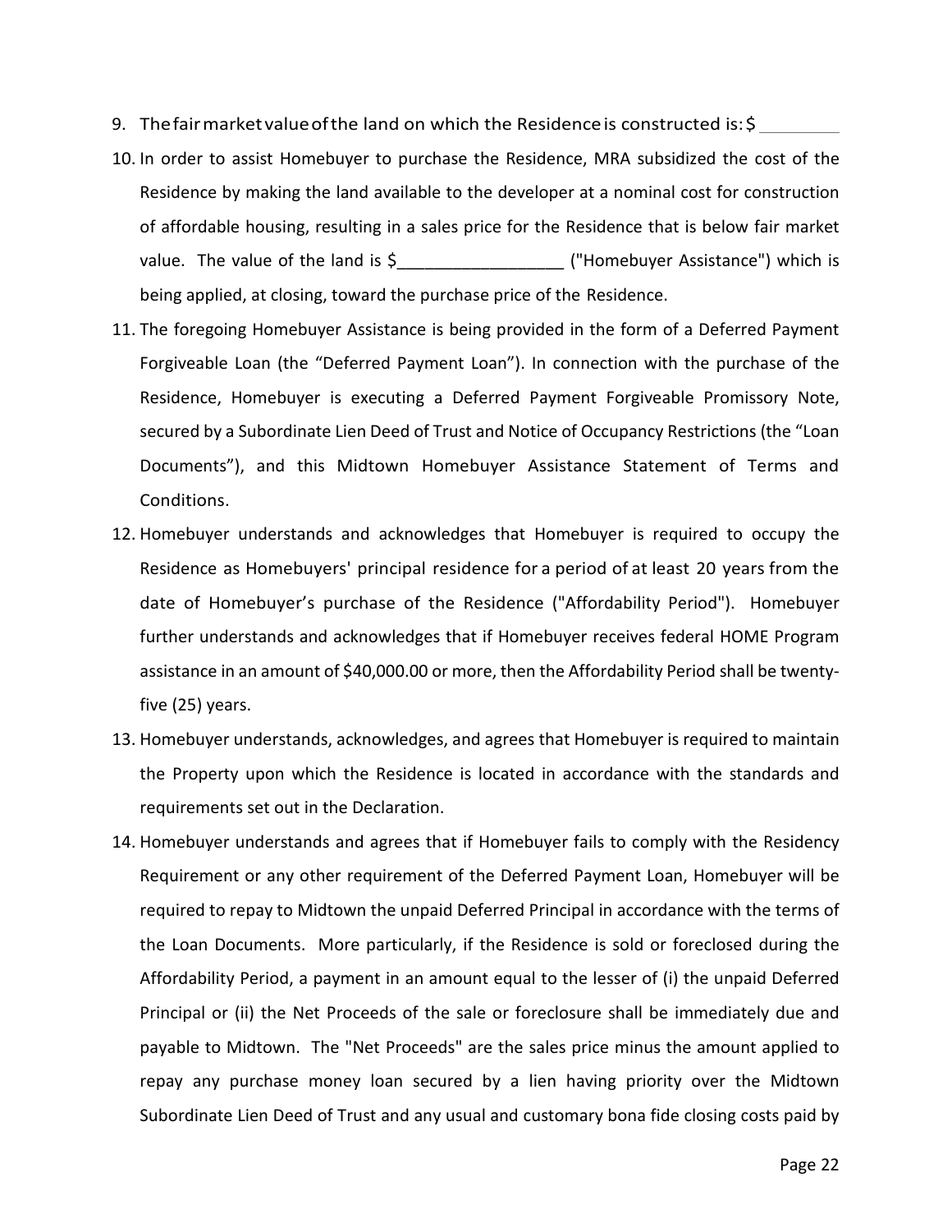9. The fair market value of the land on which the Residence is constructed is: $ ________

10. In order to assist Homebuyer to purchase the Residence, MRA subsidized the cost of the Residence by making the land available to the developer at a nominal cost for construction of affordable housing, resulting in a sales price for the Residence that is below fair market value. The value of the land is $_________________ ("Homebuyer Assistance") which is being applied, at closing, toward the purchase price of the Residence.

11. The foregoing Homebuyer Assistance is being provided in the form of a Deferred Payment Forgiveable Loan (the "Deferred Payment Loan"). In connection with the purchase of the Residence, Homebuyer is executing a Deferred Payment Forgiveable Promissory Note, secured by a Subordinate Lien Deed of Trust and Notice of Occupancy Restrictions (the "Loan Documents"), and this Midtown Homebuyer Assistance Statement of Terms and Conditions.

12. Homebuyer understands and acknowledges that Homebuyer is required to occupy the Residence as Homebuyers' principal residence for a period of at least 20 years from the date of Homebuyer's purchase of the Residence ("Affordability Period"). Homebuyer further understands and acknowledges that if Homebuyer receives federal HOME Program assistance in an amount of $40,000.00 or more, then the Affordability Period shall be twenty-five (25) years.

13. Homebuyer understands, acknowledges, and agrees that Homebuyer is required to maintain the Property upon which the Residence is located in accordance with the standards and requirements set out in the Declaration.

14. Homebuyer understands and agrees that if Homebuyer fails to comply with the Residency Requirement or any other requirement of the Deferred Payment Loan, Homebuyer will be required to repay to Midtown the unpaid Deferred Principal in accordance with the terms of the Loan Documents. More particularly, if the Residence is sold or foreclosed during the Affordability Period, a payment in an amount equal to the lesser of (i) the unpaid Deferred Principal or (ii) the Net Proceeds of the sale or foreclosure shall be immediately due and payable to Midtown. The "Net Proceeds" are the sales price minus the amount applied to repay any purchase money loan secured by a lien having priority over the Midtown Subordinate Lien Deed of Trust and any usual and customary bona fide closing costs paid by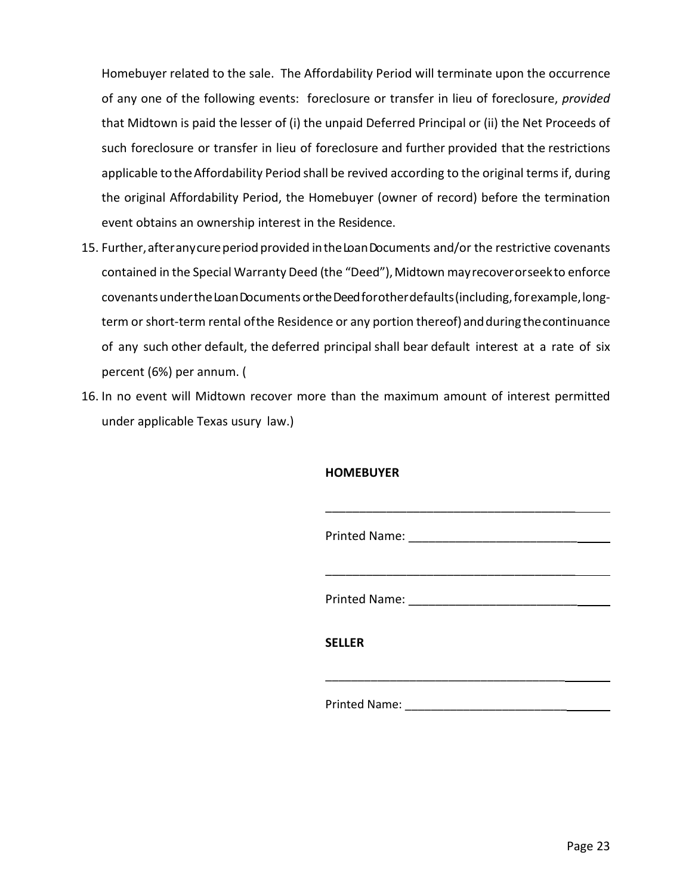Homebuyer related to the sale. The Affordability Period will terminate upon the occurrence of any one of the following events: foreclosure or transfer in lieu of foreclosure, *provided* that Midtown is paid the lesser of (i) the unpaid Deferred Principal or (ii) the Net Proceeds of such foreclosure or transfer in lieu of foreclosure and further provided that the restrictions applicable to the Affordability Period shall be revived according to the original terms if, during the original Affordability Period, the Homebuyer (owner of record) before the termination event obtains an ownership interest in the Residence.

15. Further, after any cure period provided in the Loan Documents and/or the restrictive covenants contained in the Special Warranty Deed (the "Deed"), Midtown may recover or seek to enforce covenants under the Loan Documents or the Deed for other defaults (including, for example, long-term or short-term rental of the Residence or any portion thereof) and during the continuance of any such other default, the deferred principal shall bear default interest at a rate of six percent (6%) per annum. (
16. In no event will Midtown recover more than the maximum amount of interest permitted under applicable Texas usury law.)

**HOMEBUYER**

_______________________________________________

Printed Name: ________________________________

_______________________________________________

Printed Name: ________________________________

**SELLER**

_______________________________________________

Printed Name: ________________________________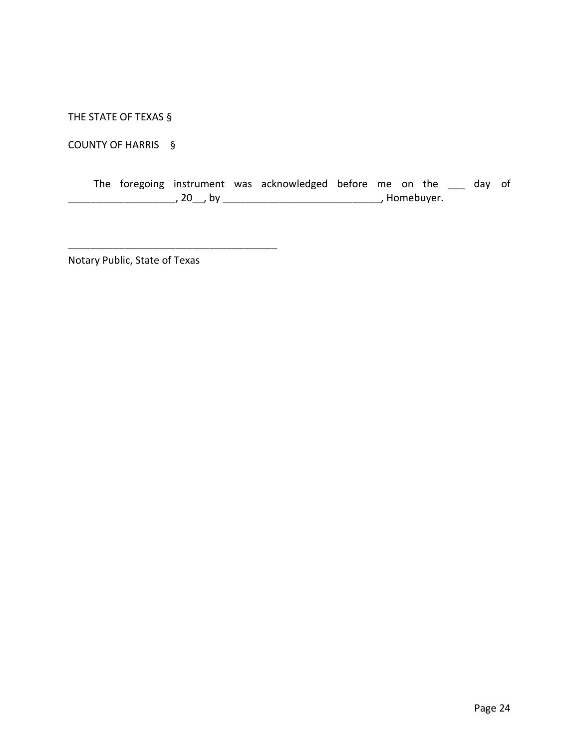THE STATE OF TEXAS §

COUNTY OF HARRIS §

The foregoing instrument was acknowledged before me on the ___ day of ___________________, 20__, by ____________________________, Homebuyer.

_____________________________________
Notary Public, State of Texas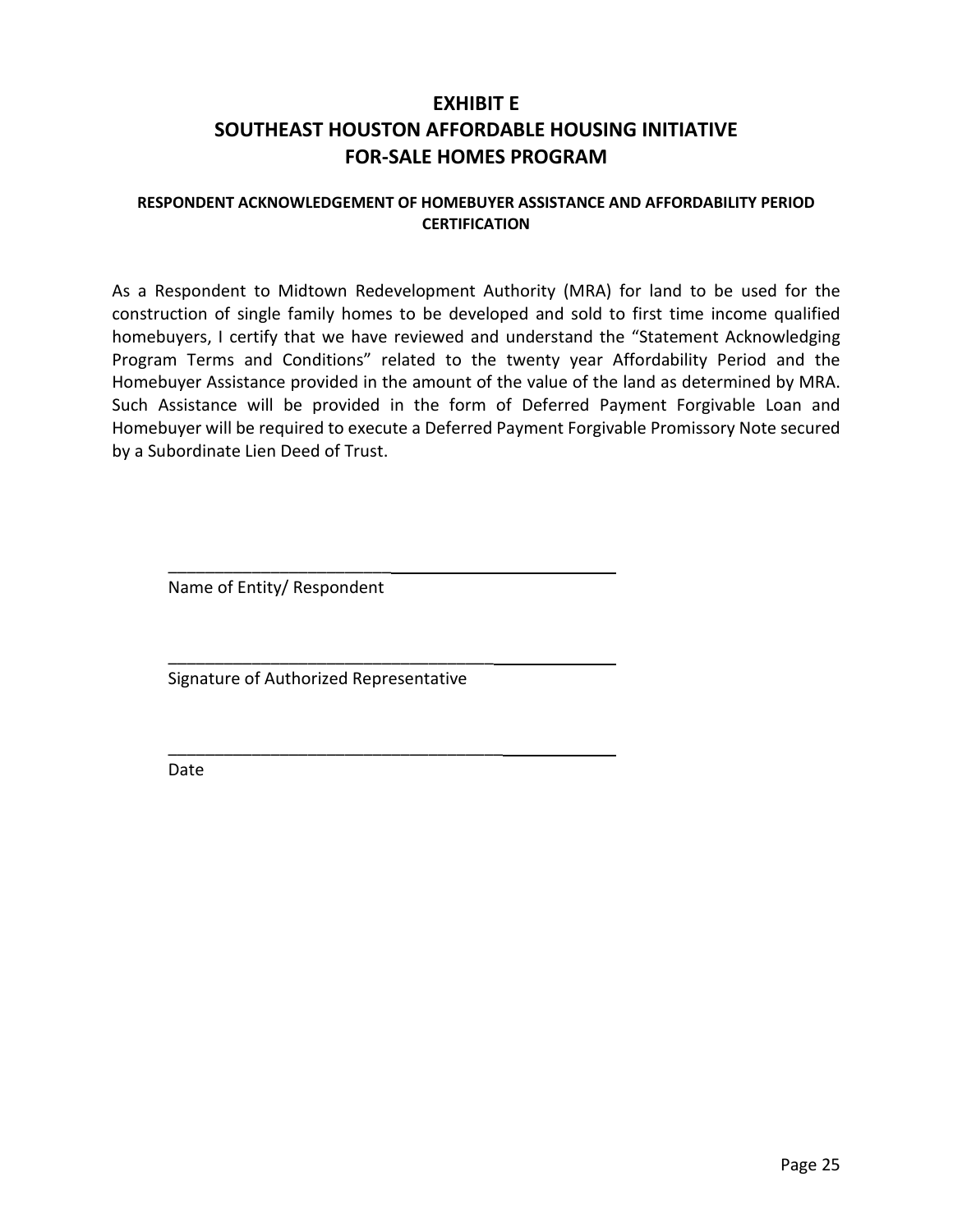# EXHIBIT E
# SOUTHEAST HOUSTON AFFORDABLE HOUSING INITIATIVE
# FOR-SALE HOMES PROGRAM

### RESPONDENT ACKNOWLEDGEMENT OF HOMEBUYER ASSISTANCE AND AFFORDABILITY PERIOD CERTIFICATION

As a Respondent to Midtown Redevelopment Authority (MRA) for land to be used for the construction of single family homes to be developed and sold to first time income qualified homebuyers, I certify that we have reviewed and understand the "Statement Acknowledging Program Terms and Conditions" related to the twenty year Affordability Period and the Homebuyer Assistance provided in the amount of the value of the land as determined by MRA. Such Assistance will be provided in the form of Deferred Payment Forgivable Loan and Homebuyer will be required to execute a Deferred Payment Forgivable Promissory Note secured by a Subordinate Lien Deed of Trust.

_____________________________________________

Name of Entity/ Respondent

_____________________________________________

Signature of Authorized Representative

_____________________________________________

Date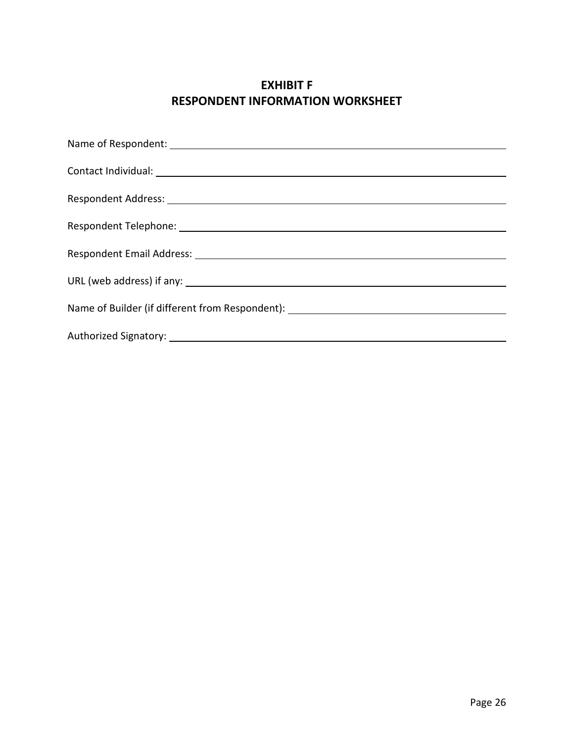# EXHIBIT F
# RESPONDENT INFORMATION WORKSHEET

Name of Respondent: ______________________________________________

Contact Individual: ______________________________________________

Respondent Address: ______________________________________________

Respondent Telephone: ______________________________________________

Respondent Email Address: ______________________________________________

URL (web address) if any: ______________________________________________

Name of Builder (if different from Respondent): ______________________________

Authorized Signatory: ______________________________________________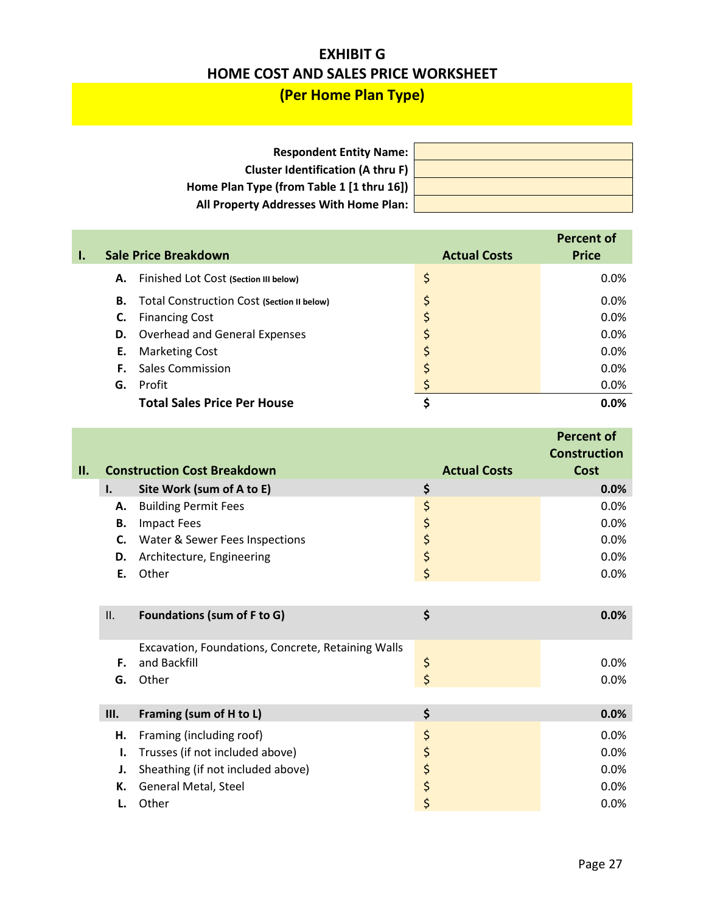# EXHIBIT G
# HOME COST AND SALES PRICE WORKSHEET
## (Per Home Plan Type)

| | |
|---|---|
| **Respondent Entity Name:** | |
| **Cluster Identification (A thru F)** | |
| **Home Plan Type (from Table 1 [1 thru 16])** | |
| **All Property Addresses With Home Plan:** | |

| I. | | **Sale Price Breakdown** | **Actual Costs** | **Percent of Price** |
|---|---|---|---|---|
| | **A.** | Finished Lot Cost **(Section III below)** | $ | 0.0% |
| | **B.** | Total Construction Cost **(Section II below)** | $ | 0.0% |
| | **C.** | Financing Cost | $ | 0.0% |
| | **D.** | Overhead and General Expenses | $ | 0.0% |
| | **E.** | Marketing Cost | $ | 0.0% |
| | **F.** | Sales Commission | $ | 0.0% |
| | **G.** | Profit | $ | 0.0% |
| | | **Total Sales Price Per House** | **$** | **0.0%** |

| II. | | **Construction Cost Breakdown** | **Actual Costs** | **Percent of Construction Cost** |
|---|---|---|---|---|
| | **I.** | **Site Work (sum of A to E)** | **$** | **0.0%** |
| | **A.** | Building Permit Fees | $ | 0.0% |
| | **B.** | Impact Fees | $ | 0.0% |
| | **C.** | Water & Sewer Fees Inspections | $ | 0.0% |
| | **D.** | Architecture, Engineering | $ | 0.0% |
| | **E.** | Other | $ | 0.0% |
| | II. | **Foundations (sum of F to G)** | **$** | **0.0%** |
| | **F.** | Excavation, Foundations, Concrete, Retaining Walls and Backfill | $ | 0.0% |
| | **G.** | Other | $ | 0.0% |
| | **III.** | **Framing (sum of H to L)** | **$** | **0.0%** |
| | **H.** | Framing (including roof) | $ | 0.0% |
| | **I.** | Trusses (if not included above) | $ | 0.0% |
| | **J.** | Sheathing (if not included above) | $ | 0.0% |
| | **K.** | General Metal, Steel | $ | 0.0% |
| | **L.** | Other | $ | 0.0% |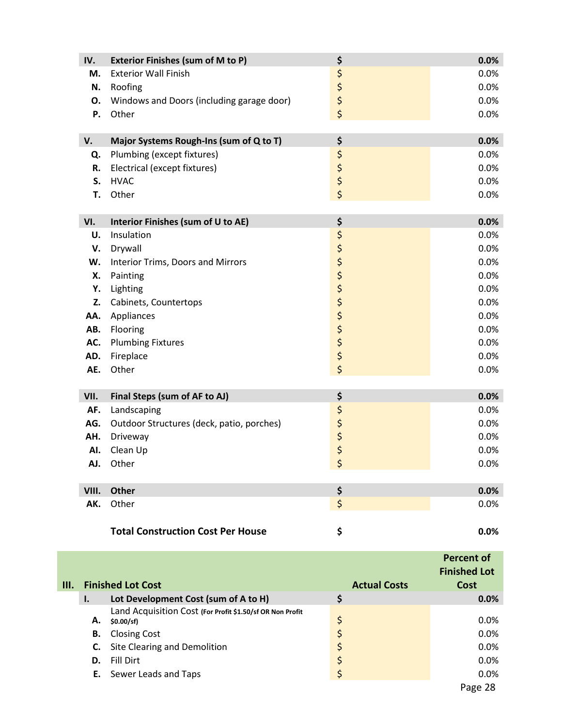| | | | |
|---|---|---|---|
| **IV.** | **Exterior Finishes (sum of M to P)** | **$** | **0.0%** |
| **M.** | Exterior Wall Finish | $ | 0.0% |
| **N.** | Roofing | $ | 0.0% |
| **O.** | Windows and Doors (including garage door) | $ | 0.0% |
| **P.** | Other | $ | 0.0% |
| **V.** | **Major Systems Rough-Ins (sum of Q to T)** | **$** | **0.0%** |
| **Q.** | Plumbing (except fixtures) | $ | 0.0% |
| **R.** | Electrical (except fixtures) | $ | 0.0% |
| **S.** | HVAC | $ | 0.0% |
| **T.** | Other | $ | 0.0% |
| **VI.** | **Interior Finishes (sum of U to AE)** | **$** | **0.0%** |
| **U.** | Insulation | $ | 0.0% |
| **V.** | Drywall | $ | 0.0% |
| **W.** | Interior Trims, Doors and Mirrors | $ | 0.0% |
| **X.** | Painting | $ | 0.0% |
| **Y.** | Lighting | $ | 0.0% |
| **Z.** | Cabinets, Countertops | $ | 0.0% |
| **AA.** | Appliances | $ | 0.0% |
| **AB.** | Flooring | $ | 0.0% |
| **AC.** | Plumbing Fixtures | $ | 0.0% |
| **AD.** | Fireplace | $ | 0.0% |
| **AE.** | Other | $ | 0.0% |
| **VII.** | **Final Steps (sum of AF to AJ)** | **$** | **0.0%** |
| **AF.** | Landscaping | $ | 0.0% |
| **AG.** | Outdoor Structures (deck, patio, porches) | $ | 0.0% |
| **AH.** | Driveway | $ | 0.0% |
| **AI.** | Clean Up | $ | 0.0% |
| **AJ.** | Other | $ | 0.0% |
| **VIII.** | **Other** | **$** | **0.0%** |
| **AK.** | Other | $ | 0.0% |
| | **Total Construction Cost Per House** | **$** | **0.0%** |

| **III.** | **Finished Lot Cost** | **Actual Costs** | **Percent of Finished Lot Cost** |
|---|---|---|---|
| **I.** | **Lot Development Cost (sum of A to H)** | **$** | **0.0%** |
| **A.** | Land Acquisition Cost **(For Profit $1.50/sf OR Non Profit $0.00/sf)** | $ | 0.0% |
| **B.** | Closing Cost | $ | 0.0% |
| **C.** | Site Clearing and Demolition | $ | 0.0% |
| **D.** | Fill Dirt | $ | 0.0% |
| **E.** | Sewer Leads and Taps | $ | 0.0% |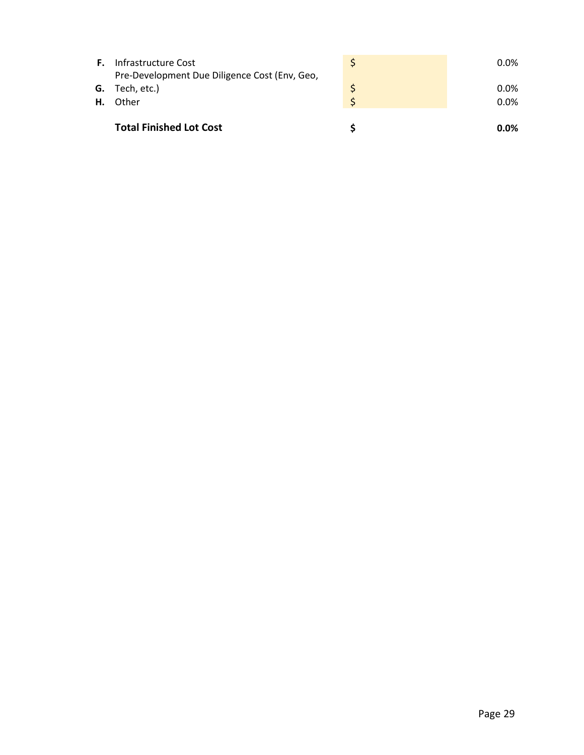| | | | |
|---|---|---|---|
| **F.** | Infrastructure Cost | $ | 0.0% |
| **G.** | Pre-Development Due Diligence Cost (Env, Geo, Tech, etc.) | $ | 0.0% |
| **H.** | Other | $ | 0.0% |
| | **Total Finished Lot Cost** | **$** | **0.0%** |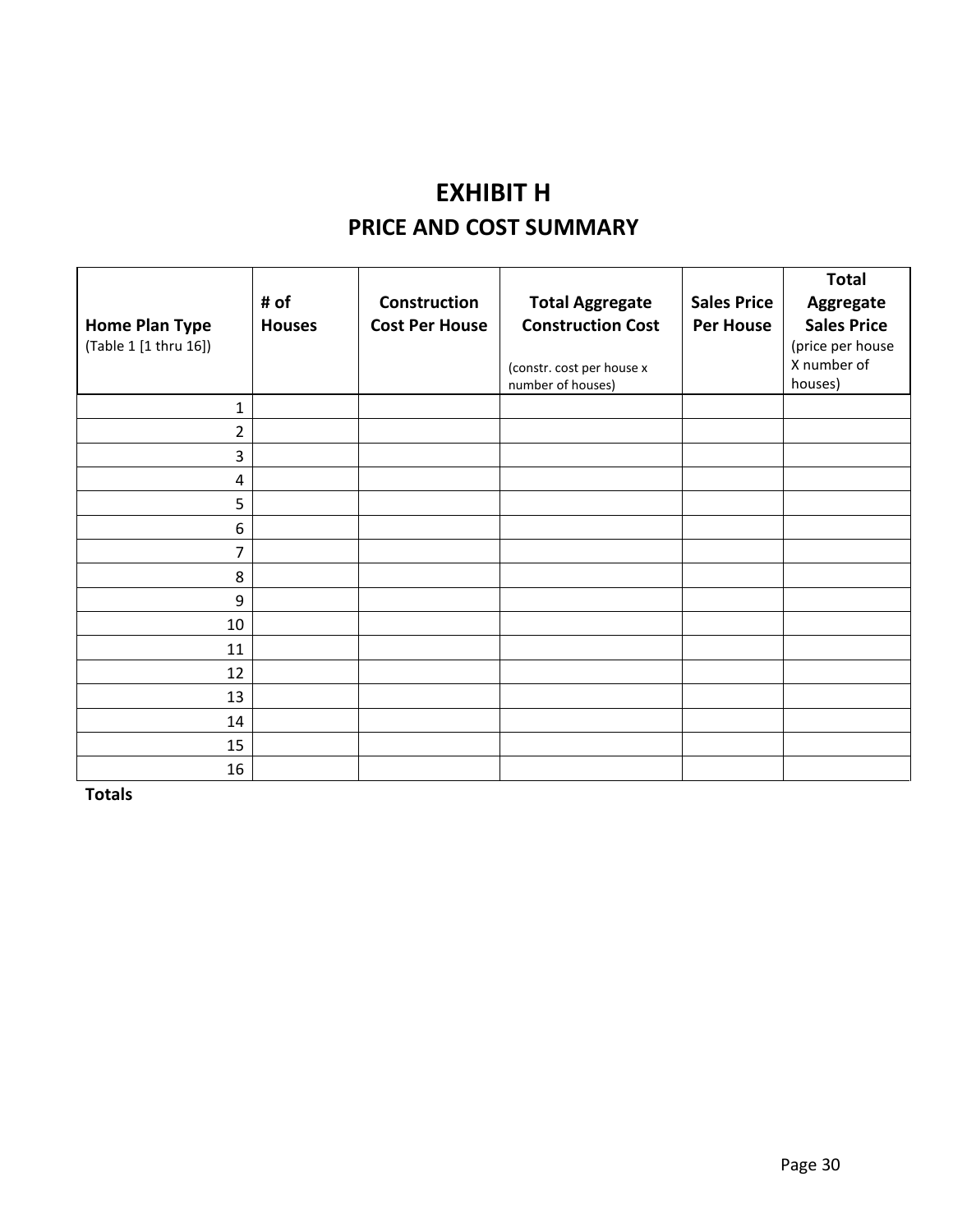# EXHIBIT H

## PRICE AND COST SUMMARY

| **Home Plan Type** (Table 1 [1 thru 16]) | **# of Houses** | **Construction Cost Per House** | **Total Aggregate Construction Cost** (constr. cost per house x number of houses) | **Sales Price Per House** | **Total Aggregate Sales Price** (price per house X number of houses) |
|---|---|---|---|---|---|
| 1 | | | | | |
| 2 | | | | | |
| 3 | | | | | |
| 4 | | | | | |
| 5 | | | | | |
| 6 | | | | | |
| 7 | | | | | |
| 8 | | | | | |
| 9 | | | | | |
| 10 | | | | | |
| 11 | | | | | |
| 12 | | | | | |
| 13 | | | | | |
| 14 | | | | | |
| 15 | | | | | |
| 16 | | | | | |
| **Totals** | | | | | |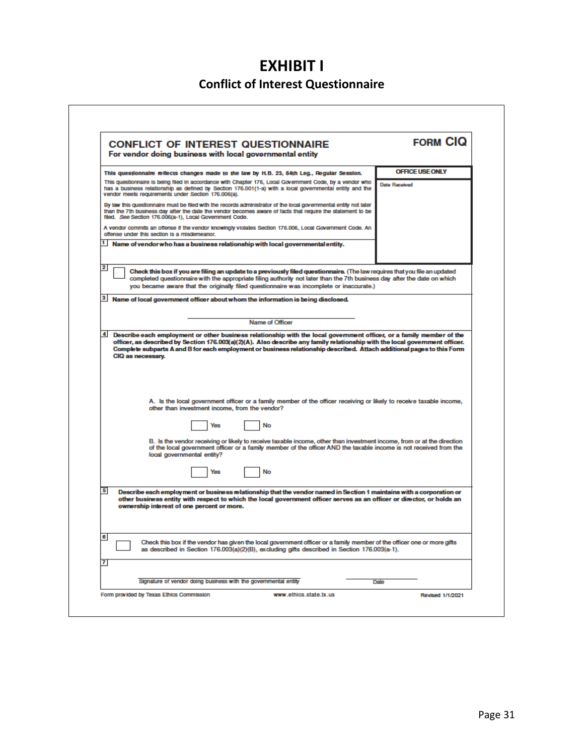# EXHIBIT I

## Conflict of Interest Questionnaire

**CONFLICT OF INTEREST QUESTIONNAIRE**
**For vendor doing business with local governmental entity**

**FORM CIQ**

**This questionnaire reflects changes made to the law by H.B. 23, 84th Leg., Regular Session.**

This questionnaire is being filed in accordance with Chapter 176, Local Government Code, by a vendor who has a business relationship as defined by Section 176.001(1-a) with a local governmental entity and the vendor meets requirements under Section 176.006(a).

By law this questionnaire must be filed with the records administrator of the local governmental entity not later than the 7th business day after the date the vendor becomes aware of facts that require the statement to be filed. *See* Section 176.006(a-1), Local Government Code.

A vendor commits an offense if the vendor knowingly violates Section 176.006, Local Government Code. An offense under this section is a misdemeanor.

**OFFICE USE ONLY**

Date Received

**1** **Name of vendor who has a business relationship with local governmental entity.**

**2** ☐ **Check this box if you are filing an update to a previously filed questionnaire.** (The law requires that you file an updated completed questionnaire with the appropriate filing authority not later than the 7th business day after the date on which you became aware that the originally filed questionnaire was incomplete or inaccurate.)

**3** **Name of local government officer about whom the information is being disclosed.**

\_\_\_\_\_\_\_\_\_\_\_\_\_\_\_\_\_\_\_\_\_\_\_\_\_\_\_\_\_\_\_\_
Name of Officer

**4** **Describe each employment or other business relationship with the local government officer, or a family member of the officer, as described by Section 176.003(a)(2)(A). Also describe any family relationship with the local government officer. Complete subparts A and B for each employment or business relationship described. Attach additional pages to this Form CIQ as necessary.**

A. Is the local government officer or a family member of the officer receiving or likely to receive taxable income, other than investment income, from the vendor?

☐ Yes ☐ No

B. Is the vendor receiving or likely to receive taxable income, other than investment income, from or at the direction of the local government officer or a family member of the officer AND the taxable income is not received from the local governmental entity?

☐ Yes ☐ No

**5** **Describe each employment or business relationship that the vendor named in Section 1 maintains with a corporation or other business entity with respect to which the local government officer serves as an officer or director, or holds an ownership interest of one percent or more.**

**6** ☐ Check this box if the vendor has given the local government officer or a family member of the officer one or more gifts as described in Section 176.003(a)(2)(B), excluding gifts described in Section 176.003(a-1).

**7**

\_\_\_\_\_\_\_\_\_\_\_\_\_\_\_\_\_\_\_\_\_\_\_\_\_\_\_\_\_\_\_\_ \_\_\_\_\_\_\_\_\_\_\_\_\_\_\_\_
Signature of vendor doing business with the governmental entity Date

Form provided by Texas Ethics Commission www.ethics.state.tx.us Revised 1/1/2021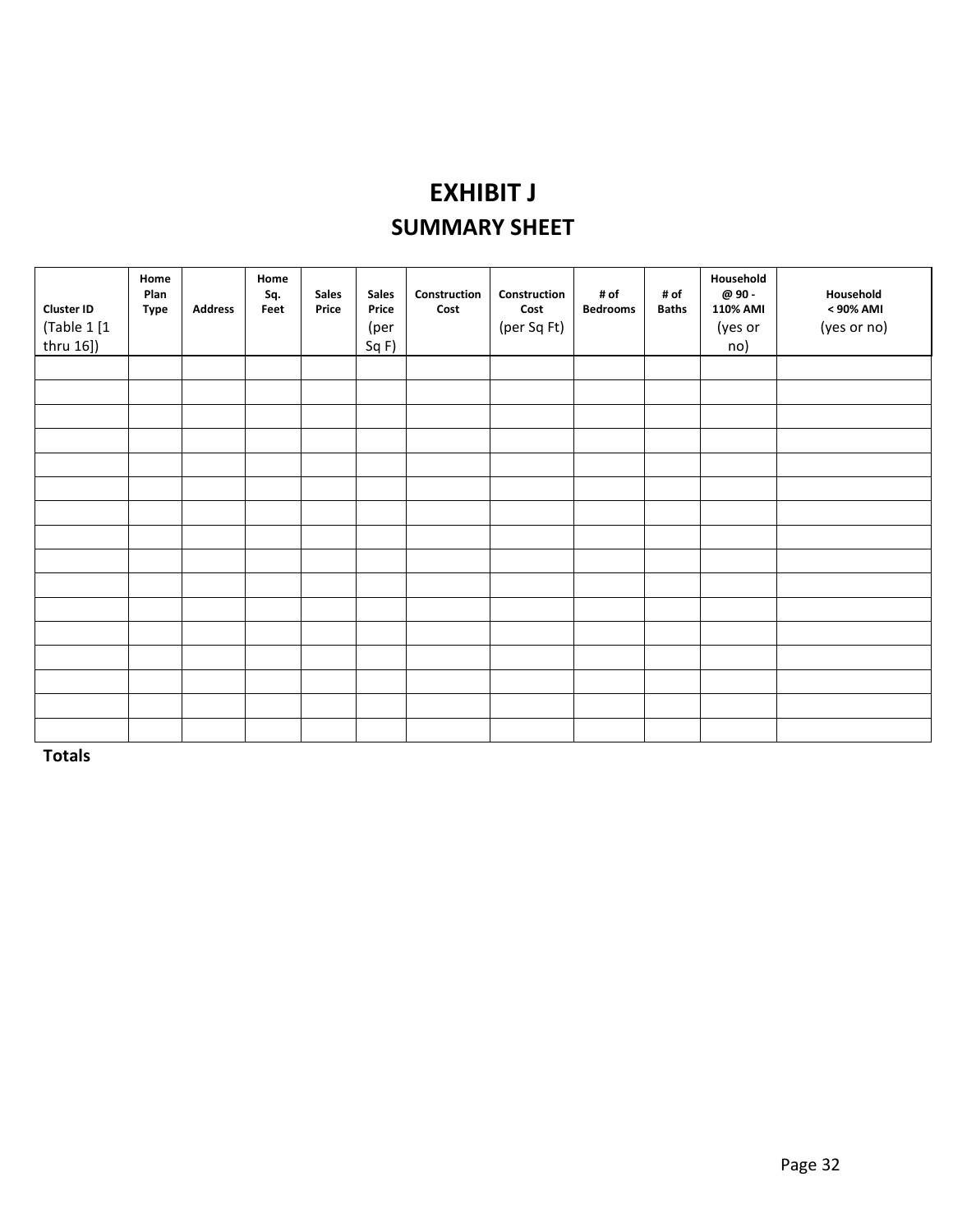# EXHIBIT J

## SUMMARY SHEET

| **Cluster ID** (Table 1 [1 thru 16]) | **Home Plan Type** | **Address** | **Home Sq. Feet** | **Sales Price** | **Sales Price** (per Sq F) | **Construction Cost** | **Construction Cost** (per Sq Ft) | **# of Bedrooms** | **# of Baths** | **Household @ 90 - 110% AMI** (yes or no) | **Household < 90% AMI** (yes or no) |
|---|---|---|---|---|---|---|---|---|---|---|---|
| | | | | | | | | | | | |
| | | | | | | | | | | | |
| | | | | | | | | | | | |
| | | | | | | | | | | | |
| | | | | | | | | | | | |
| | | | | | | | | | | | |
| | | | | | | | | | | | |
| | | | | | | | | | | | |
| | | | | | | | | | | | |
| | | | | | | | | | | | |
| | | | | | | | | | | | |
| | | | | | | | | | | | |
| | | | | | | | | | | | |
| | | | | | | | | | | | |
| | | | | | | | | | | | |
| | | | | | | | | | | | |

**Totals**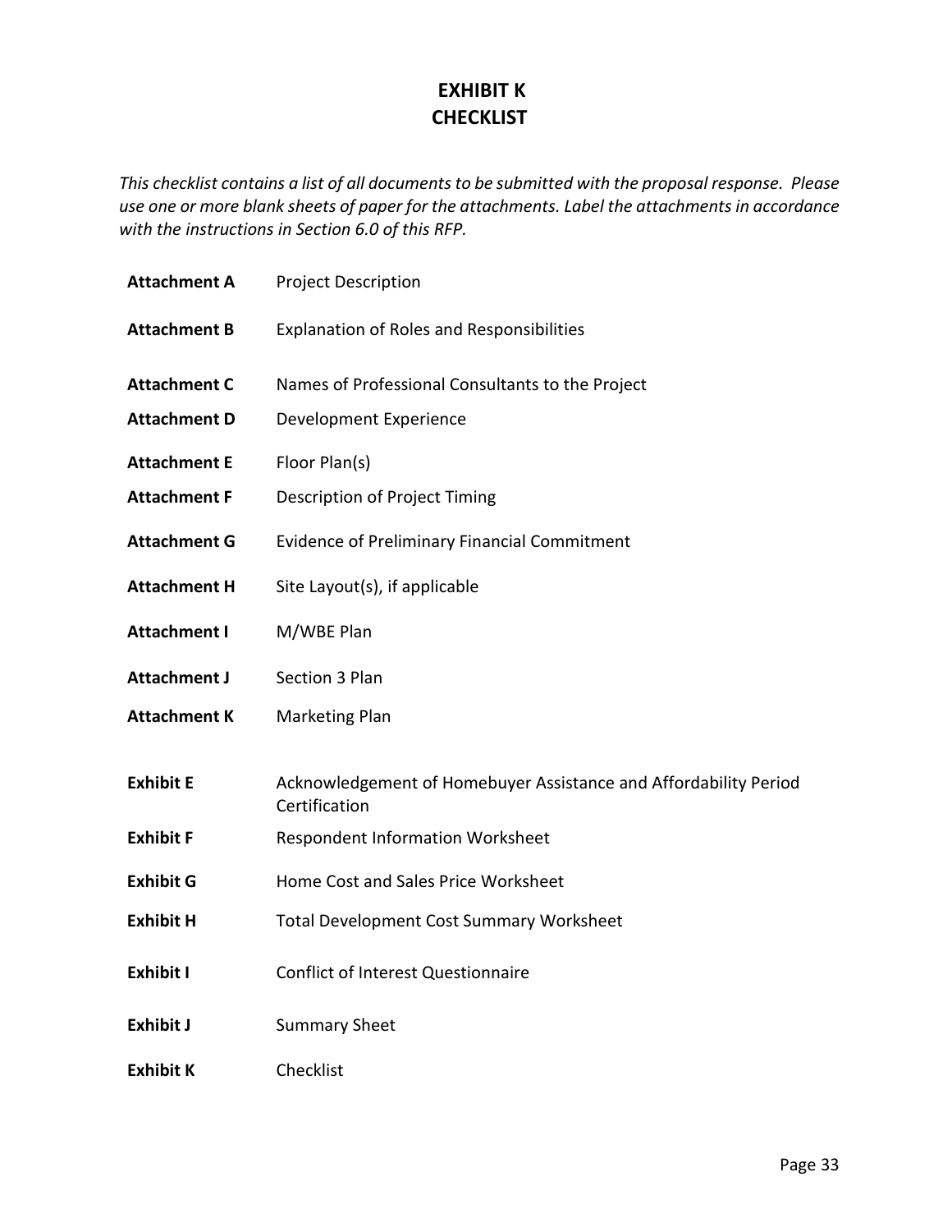# EXHIBIT K
# CHECKLIST

*This checklist contains a list of all documents to be submitted with the proposal response. Please use one or more blank sheets of paper for the attachments. Label the attachments in accordance with the instructions in Section 6.0 of this RFP.*

| | |
|---|---|
| **Attachment A** | Project Description |
| **Attachment B** | Explanation of Roles and Responsibilities |
| **Attachment C** | Names of Professional Consultants to the Project |
| **Attachment D** | Development Experience |
| **Attachment E** | Floor Plan(s) |
| **Attachment F** | Description of Project Timing |
| **Attachment G** | Evidence of Preliminary Financial Commitment |
| **Attachment H** | Site Layout(s), if applicable |
| **Attachment I** | M/WBE Plan |
| **Attachment J** | Section 3 Plan |
| **Attachment K** | Marketing Plan |
| **Exhibit E** | Acknowledgement of Homebuyer Assistance and Affordability Period Certification |
| **Exhibit F** | Respondent Information Worksheet |
| **Exhibit G** | Home Cost and Sales Price Worksheet |
| **Exhibit H** | Total Development Cost Summary Worksheet |
| **Exhibit I** | Conflict of Interest Questionnaire |
| **Exhibit J** | Summary Sheet |
| **Exhibit K** | Checklist |